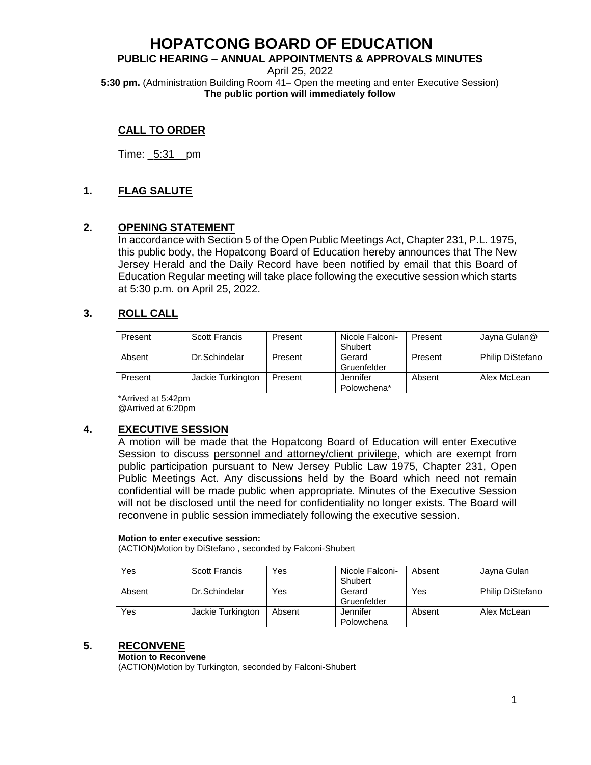# HOPATCONG BOARD OF EDUCATION

**PUBLIC HEARING – ANNUAL APPOINTMENTS & APPROVALS MINUTES**

April 25, 2022

**5:30 pm.** (Administration Building Room 41– Open the meeting and enter Executive Session)
**The public portion will immediately follow**

## CALL TO ORDER

Time: 5:31 pm

## 1. FLAG SALUTE

## 2. OPENING STATEMENT

In accordance with Section 5 of the Open Public Meetings Act, Chapter 231, P.L. 1975, this public body, the Hopatcong Board of Education hereby announces that The New Jersey Herald and the Daily Record have been notified by email that this Board of Education Regular meeting will take place following the executive session which starts at 5:30 p.m. on April 25, 2022.

## 3. ROLL CALL

| Present | Scott Francis | Present | Nicole Falconi-Shubert | Present | Jayna Gulan@ |
|---|---|---|---|---|---|
| Absent | Dr.Schindelar | Present | Gerard Gruenfelder | Present | Philip DiStefano |
| Present | Jackie Turkington | Present | Jennifer Polowchena* | Absent | Alex McLean |

*Arrived at 5:42pm
@Arrived at 6:20pm

## 4. EXECUTIVE SESSION

A motion will be made that the Hopatcong Board of Education will enter Executive Session to discuss personnel and attorney/client privilege, which are exempt from public participation pursuant to New Jersey Public Law 1975, Chapter 231, Open Public Meetings Act. Any discussions held by the Board which need not remain confidential will be made public when appropriate. Minutes of the Executive Session will not be disclosed until the need for confidentiality no longer exists. The Board will reconvene in public session immediately following the executive session.

**Motion to enter executive session:**
(ACTION)Motion by DiStefano , seconded by Falconi-Shubert

| Yes | Scott Francis | Yes | Nicole Falconi-Shubert | Absent | Jayna Gulan |
|---|---|---|---|---|---|
| Absent | Dr.Schindelar | Yes | Gerard Gruenfelder | Yes | Philip DiStefano |
| Yes | Jackie Turkington | Absent | Jennifer Polowchena | Absent | Alex McLean |

## 5. RECONVENE

**Motion to Reconvene**
(ACTION)Motion by Turkington, seconded by Falconi-Shubert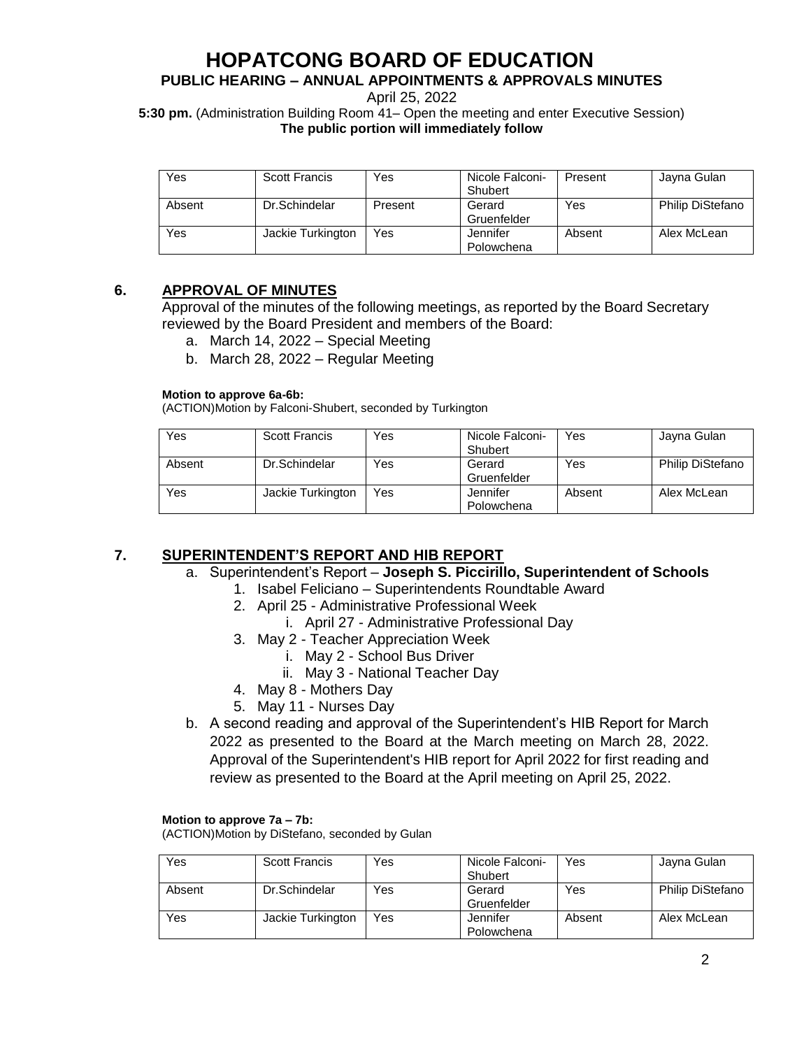# HOPATCONG BOARD OF EDUCATION

## PUBLIC HEARING – ANNUAL APPOINTMENTS & APPROVALS MINUTES

April 25, 2022

**5:30 pm.** (Administration Building Room 41– Open the meeting and enter Executive Session)
**The public portion will immediately follow**

| Yes | Scott Francis | Yes | Nicole Falconi-Shubert | Present | Jayna Gulan |
|---|---|---|---|---|---|
| Absent | Dr.Schindelar | Present | Gerard Gruenfelder | Yes | Philip DiStefano |
| Yes | Jackie Turkington | Yes | Jennifer Polowchena | Absent | Alex McLean |

### 6. APPROVAL OF MINUTES

Approval of the minutes of the following meetings, as reported by the Board Secretary reviewed by the Board President and members of the Board:

a. March 14, 2022 – Special Meeting
b. March 28, 2022 – Regular Meeting

**Motion to approve 6a-6b:**
(ACTION)Motion by Falconi-Shubert, seconded by Turkington

| Yes | Scott Francis | Yes | Nicole Falconi-Shubert | Yes | Jayna Gulan |
|---|---|---|---|---|---|
| Absent | Dr.Schindelar | Yes | Gerard Gruenfelder | Yes | Philip DiStefano |
| Yes | Jackie Turkington | Yes | Jennifer Polowchena | Absent | Alex McLean |

### 7. SUPERINTENDENT'S REPORT AND HIB REPORT

a. Superintendent's Report – **Joseph S. Piccirillo, Superintendent of Schools**
   1. Isabel Feliciano – Superintendents Roundtable Award
   2. April 25 - Administrative Professional Week
      i. April 27 - Administrative Professional Day
   3. May 2 - Teacher Appreciation Week
      i. May 2 - School Bus Driver
      ii. May 3 - National Teacher Day
   4. May 8 - Mothers Day
   5. May 11 - Nurses Day

b. A second reading and approval of the Superintendent's HIB Report for March 2022 as presented to the Board at the March meeting on March 28, 2022. Approval of the Superintendent's HIB report for April 2022 for first reading and review as presented to the Board at the April meeting on April 25, 2022.

**Motion to approve 7a – 7b:**
(ACTION)Motion by DiStefano, seconded by Gulan

| Yes | Scott Francis | Yes | Nicole Falconi-Shubert | Yes | Jayna Gulan |
|---|---|---|---|---|---|
| Absent | Dr.Schindelar | Yes | Gerard Gruenfelder | Yes | Philip DiStefano |
| Yes | Jackie Turkington | Yes | Jennifer Polowchena | Absent | Alex McLean |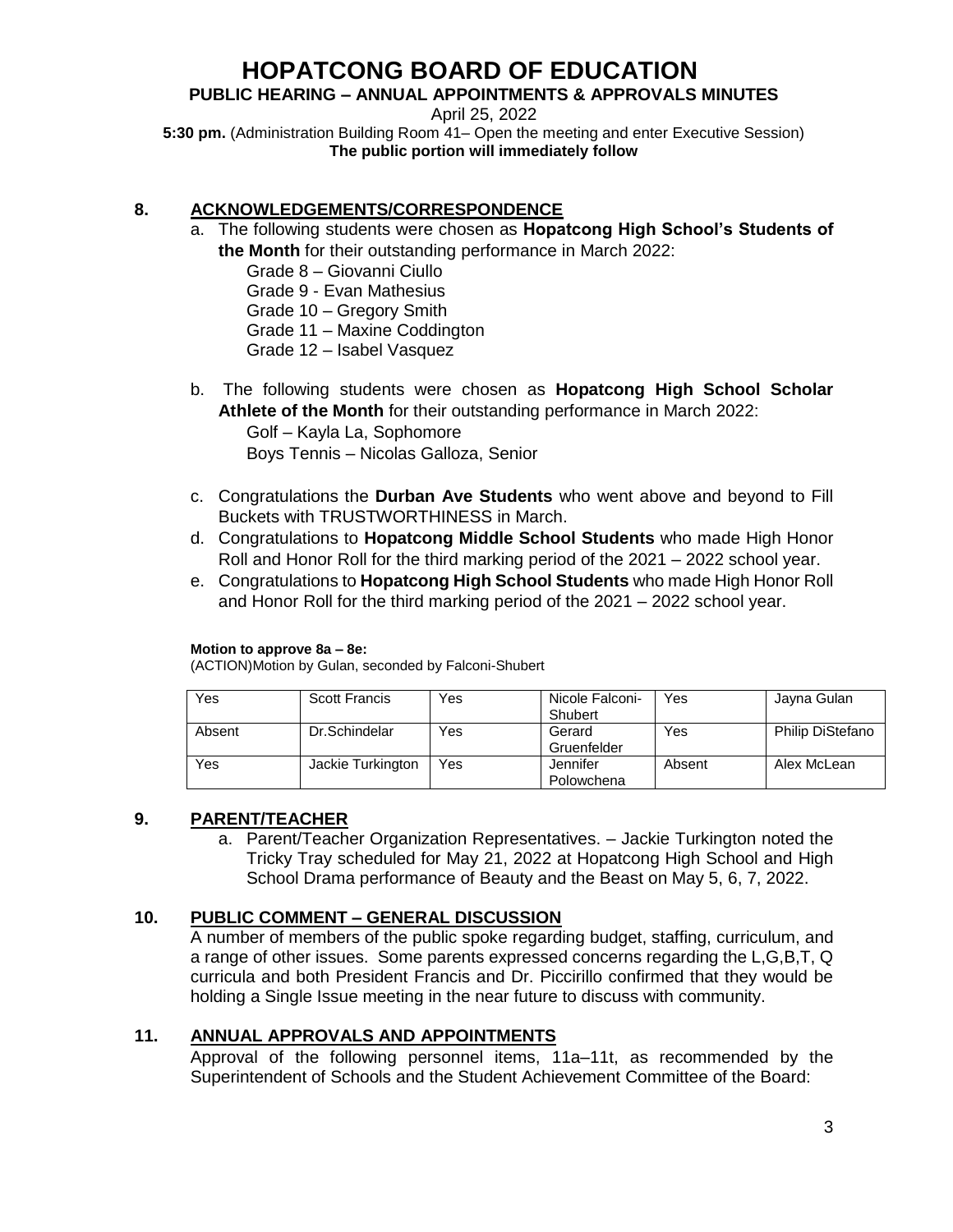# HOPATCONG BOARD OF EDUCATION

**PUBLIC HEARING – ANNUAL APPOINTMENTS & APPROVALS MINUTES**

April 25, 2022

**5:30 pm.** (Administration Building Room 41– Open the meeting and enter Executive Session)
**The public portion will immediately follow**

## 8. ACKNOWLEDGEMENTS/CORRESPONDENCE

a. The following students were chosen as **Hopatcong High School's Students of the Month** for their outstanding performance in March 2022:
   Grade 8 – Giovanni Ciullo
   Grade 9 - Evan Mathesius
   Grade 10 – Gregory Smith
   Grade 11 – Maxine Coddington
   Grade 12 – Isabel Vasquez

b. The following students were chosen as **Hopatcong High School Scholar Athlete of the Month** for their outstanding performance in March 2022:
   Golf – Kayla La, Sophomore
   Boys Tennis – Nicolas Galloza, Senior

c. Congratulations the **Durban Ave Students** who went above and beyond to Fill Buckets with TRUSTWORTHINESS in March.

d. Congratulations to **Hopatcong Middle School Students** who made High Honor Roll and Honor Roll for the third marking period of the 2021 – 2022 school year.

e. Congratulations to **Hopatcong High School Students** who made High Honor Roll and Honor Roll for the third marking period of the 2021 – 2022 school year.

**Motion to approve 8a – 8e:**
(ACTION)Motion by Gulan, seconded by Falconi-Shubert

| Yes | Scott Francis | Yes | Nicole Falconi-Shubert | Yes | Jayna Gulan |
|---|---|---|---|---|---|
| Absent | Dr.Schindelar | Yes | Gerard Gruenfelder | Yes | Philip DiStefano |
| Yes | Jackie Turkington | Yes | Jennifer Polowchena | Absent | Alex McLean |

## 9. PARENT/TEACHER

a. Parent/Teacher Organization Representatives. – Jackie Turkington noted the Tricky Tray scheduled for May 21, 2022 at Hopatcong High School and High School Drama performance of Beauty and the Beast on May 5, 6, 7, 2022.

## 10. PUBLIC COMMENT – GENERAL DISCUSSION

A number of members of the public spoke regarding budget, staffing, curriculum, and a range of other issues. Some parents expressed concerns regarding the L,G,B,T, Q curricula and both President Francis and Dr. Piccirillo confirmed that they would be holding a Single Issue meeting in the near future to discuss with community.

## 11. ANNUAL APPROVALS AND APPOINTMENTS

Approval of the following personnel items, 11a–11t, as recommended by the Superintendent of Schools and the Student Achievement Committee of the Board: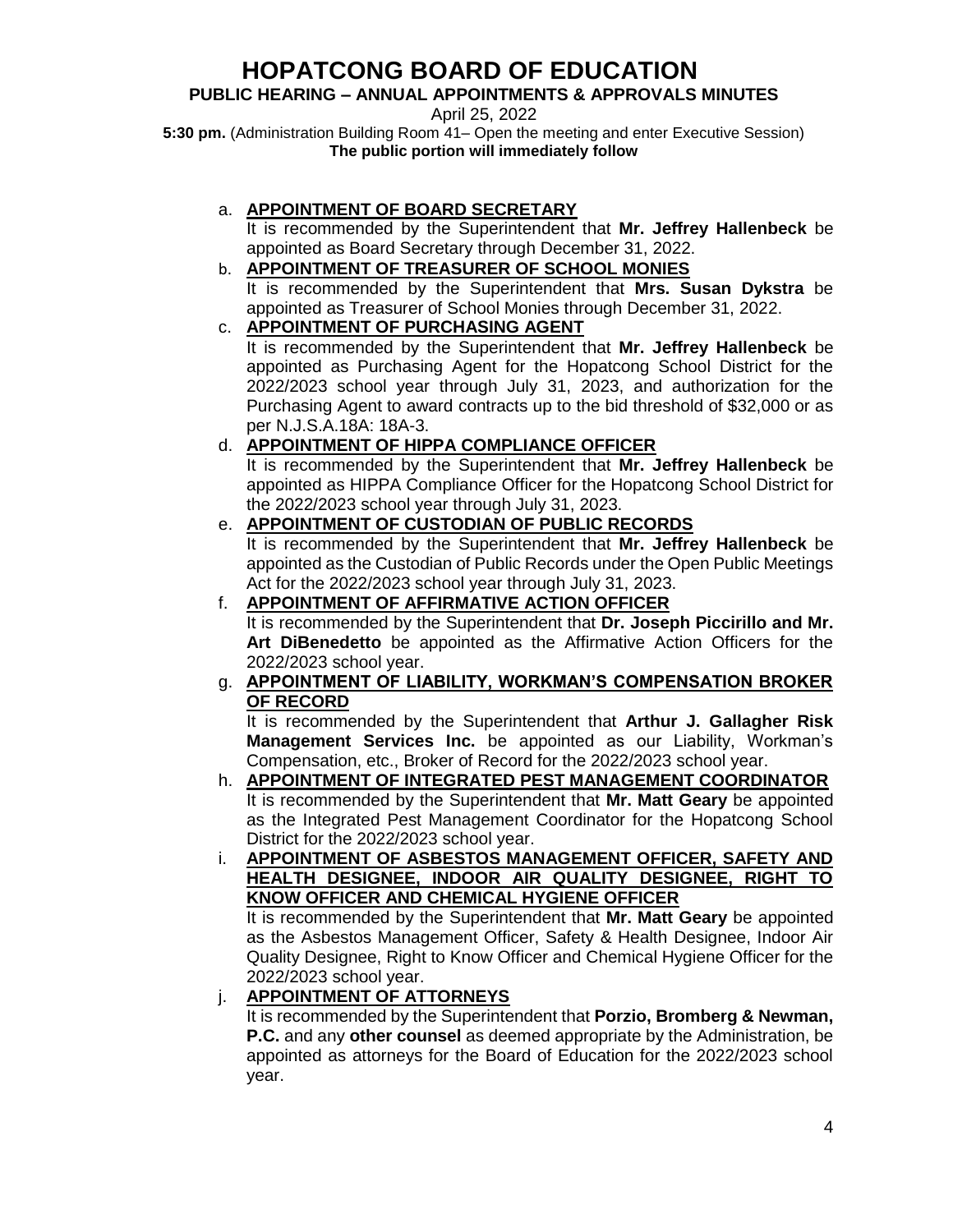# HOPATCONG BOARD OF EDUCATION

**PUBLIC HEARING – ANNUAL APPOINTMENTS & APPROVALS MINUTES**

April 25, 2022

**5:30 pm.** (Administration Building Room 41– Open the meeting and enter Executive Session)
**The public portion will immediately follow**

a. **APPOINTMENT OF BOARD SECRETARY**
It is recommended by the Superintendent that **Mr. Jeffrey Hallenbeck** be appointed as Board Secretary through December 31, 2022.

b. **APPOINTMENT OF TREASURER OF SCHOOL MONIES**
It is recommended by the Superintendent that **Mrs. Susan Dykstra** be appointed as Treasurer of School Monies through December 31, 2022.

c. **APPOINTMENT OF PURCHASING AGENT**
It is recommended by the Superintendent that **Mr. Jeffrey Hallenbeck** be appointed as Purchasing Agent for the Hopatcong School District for the 2022/2023 school year through July 31, 2023, and authorization for the Purchasing Agent to award contracts up to the bid threshold of $32,000 or as per N.J.S.A.18A: 18A-3.

d. **APPOINTMENT OF HIPPA COMPLIANCE OFFICER**
It is recommended by the Superintendent that **Mr. Jeffrey Hallenbeck** be appointed as HIPPA Compliance Officer for the Hopatcong School District for the 2022/2023 school year through July 31, 2023.

e. **APPOINTMENT OF CUSTODIAN OF PUBLIC RECORDS**
It is recommended by the Superintendent that **Mr. Jeffrey Hallenbeck** be appointed as the Custodian of Public Records under the Open Public Meetings Act for the 2022/2023 school year through July 31, 2023.

f. **APPOINTMENT OF AFFIRMATIVE ACTION OFFICER**
It is recommended by the Superintendent that **Dr. Joseph Piccirillo and Mr. Art DiBenedetto** be appointed as the Affirmative Action Officers for the 2022/2023 school year.

g. **APPOINTMENT OF LIABILITY, WORKMAN'S COMPENSATION BROKER OF RECORD**
It is recommended by the Superintendent that **Arthur J. Gallagher Risk Management Services Inc.** be appointed as our Liability, Workman's Compensation, etc., Broker of Record for the 2022/2023 school year.

h. **APPOINTMENT OF INTEGRATED PEST MANAGEMENT COORDINATOR**
It is recommended by the Superintendent that **Mr. Matt Geary** be appointed as the Integrated Pest Management Coordinator for the Hopatcong School District for the 2022/2023 school year.

i. **APPOINTMENT OF ASBESTOS MANAGEMENT OFFICER, SAFETY AND HEALTH DESIGNEE, INDOOR AIR QUALITY DESIGNEE, RIGHT TO KNOW OFFICER AND CHEMICAL HYGIENE OFFICER**
It is recommended by the Superintendent that **Mr. Matt Geary** be appointed as the Asbestos Management Officer, Safety & Health Designee, Indoor Air Quality Designee, Right to Know Officer and Chemical Hygiene Officer for the 2022/2023 school year.

j. **APPOINTMENT OF ATTORNEYS**
It is recommended by the Superintendent that **Porzio, Bromberg & Newman, P.C.** and any **other counsel** as deemed appropriate by the Administration, be appointed as attorneys for the Board of Education for the 2022/2023 school year.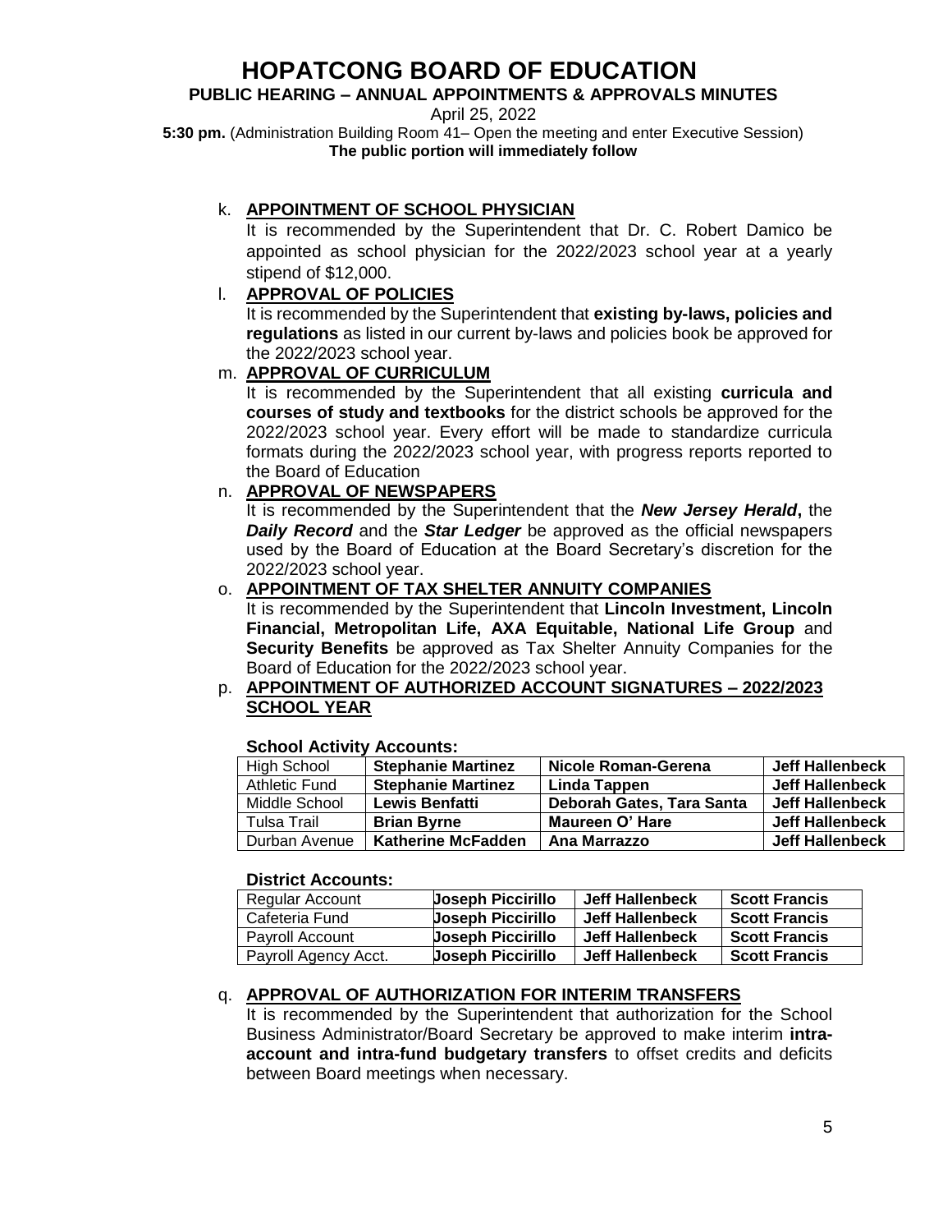# HOPATCONG BOARD OF EDUCATION

**PUBLIC HEARING – ANNUAL APPOINTMENTS & APPROVALS MINUTES**

April 25, 2022

**5:30 pm.** (Administration Building Room 41– Open the meeting and enter Executive Session)
**The public portion will immediately follow**

k. **APPOINTMENT OF SCHOOL PHYSICIAN**
It is recommended by the Superintendent that Dr. C. Robert Damico be appointed as school physician for the 2022/2023 school year at a yearly stipend of $12,000.

l. **APPROVAL OF POLICIES**
It is recommended by the Superintendent that **existing by-laws, policies and regulations** as listed in our current by-laws and policies book be approved for the 2022/2023 school year.

m. **APPROVAL OF CURRICULUM**
It is recommended by the Superintendent that all existing **curricula and courses of study and textbooks** for the district schools be approved for the 2022/2023 school year. Every effort will be made to standardize curricula formats during the 2022/2023 school year, with progress reports reported to the Board of Education

n. **APPROVAL OF NEWSPAPERS**
It is recommended by the Superintendent that the ***New Jersey Herald***, the ***Daily Record*** and the ***Star Ledger*** be approved as the official newspapers used by the Board of Education at the Board Secretary's discretion for the 2022/2023 school year.

o. **APPOINTMENT OF TAX SHELTER ANNUITY COMPANIES**
It is recommended by the Superintendent that **Lincoln Investment, Lincoln Financial, Metropolitan Life, AXA Equitable, National Life Group** and **Security Benefits** be approved as Tax Shelter Annuity Companies for the Board of Education for the 2022/2023 school year.

p. **APPOINTMENT OF AUTHORIZED ACCOUNT SIGNATURES – 2022/2023 SCHOOL YEAR**

**School Activity Accounts:**

| | | | |
|---|---|---|---|
| High School | **Stephanie Martinez** | **Nicole Roman-Gerena** | **Jeff Hallenbeck** |
| Athletic Fund | **Stephanie Martinez** | **Linda Tappen** | **Jeff Hallenbeck** |
| Middle School | **Lewis Benfatti** | **Deborah Gates, Tara Santa** | **Jeff Hallenbeck** |
| Tulsa Trail | **Brian Byrne** | **Maureen O' Hare** | **Jeff Hallenbeck** |
| Durban Avenue | **Katherine McFadden** | **Ana Marrazzo** | **Jeff Hallenbeck** |

**District Accounts:**

| | | | |
|---|---|---|---|
| Regular Account | **Joseph Piccirillo** | **Jeff Hallenbeck** | **Scott Francis** |
| Cafeteria Fund | **Joseph Piccirillo** | **Jeff Hallenbeck** | **Scott Francis** |
| Payroll Account | **Joseph Piccirillo** | **Jeff Hallenbeck** | **Scott Francis** |
| Payroll Agency Acct. | **Joseph Piccirillo** | **Jeff Hallenbeck** | **Scott Francis** |

q. **APPROVAL OF AUTHORIZATION FOR INTERIM TRANSFERS**
It is recommended by the Superintendent that authorization for the School Business Administrator/Board Secretary be approved to make interim **intra-account and intra-fund budgetary transfers** to offset credits and deficits between Board meetings when necessary.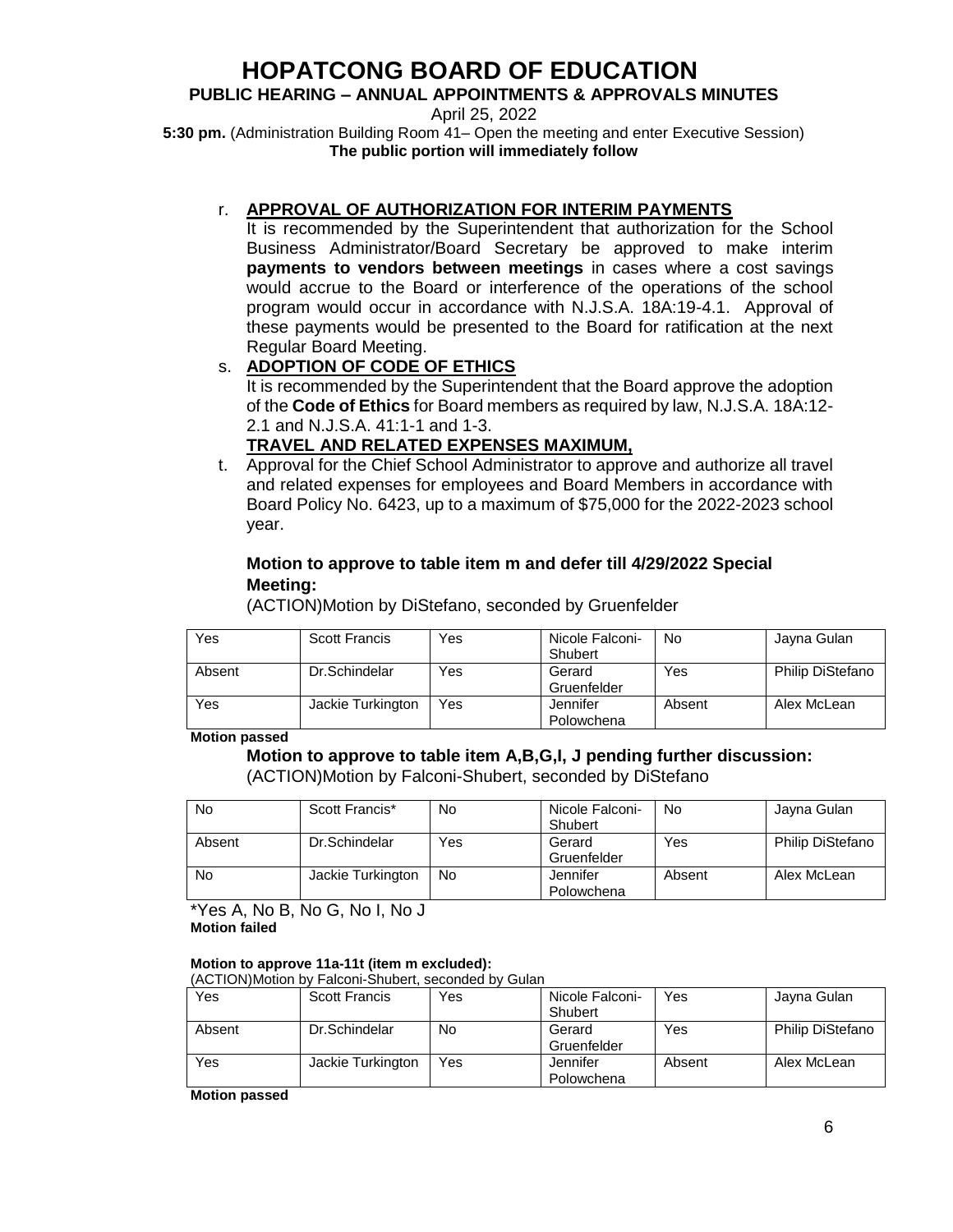# HOPATCONG BOARD OF EDUCATION

**PUBLIC HEARING – ANNUAL APPOINTMENTS & APPROVALS MINUTES**

April 25, 2022

**5:30 pm.** (Administration Building Room 41– Open the meeting and enter Executive Session)
**The public portion will immediately follow**

r. **APPROVAL OF AUTHORIZATION FOR INTERIM PAYMENTS**
It is recommended by the Superintendent that authorization for the School Business Administrator/Board Secretary be approved to make interim **payments to vendors between meetings** in cases where a cost savings would accrue to the Board or interference of the operations of the school program would occur in accordance with N.J.S.A. 18A:19-4.1. Approval of these payments would be presented to the Board for ratification at the next Regular Board Meeting.

s. **ADOPTION OF CODE OF ETHICS**
It is recommended by the Superintendent that the Board approve the adoption of the **Code of Ethics** for Board members as required by law, N.J.S.A. 18A:12-2.1 and N.J.S.A. 41:1-1 and 1-3.

**TRAVEL AND RELATED EXPENSES MAXIMUM,**

t. Approval for the Chief School Administrator to approve and authorize all travel and related expenses for employees and Board Members in accordance with Board Policy No. 6423, up to a maximum of $75,000 for the 2022-2023 school year.

**Motion to approve to table item m and defer till 4/29/2022 Special Meeting:**
(ACTION)Motion by DiStefano, seconded by Gruenfelder

| Yes | Scott Francis | Yes | Nicole Falconi-Shubert | No | Jayna Gulan |
|---|---|---|---|---|---|
| Absent | Dr.Schindelar | Yes | Gerard Gruenfelder | Yes | Philip DiStefano |
| Yes | Jackie Turkington | Yes | Jennifer Polowchena | Absent | Alex McLean |

**Motion passed**

**Motion to approve to table item A,B,G,I, J pending further discussion:**
(ACTION)Motion by Falconi-Shubert, seconded by DiStefano

| No | Scott Francis* | No | Nicole Falconi-Shubert | No | Jayna Gulan |
|---|---|---|---|---|---|
| Absent | Dr.Schindelar | Yes | Gerard Gruenfelder | Yes | Philip DiStefano |
| No | Jackie Turkington | No | Jennifer Polowchena | Absent | Alex McLean |

*Yes A, No B, No G, No I, No J
**Motion failed**

**Motion to approve 11a-11t (item m excluded):**
(ACTION)Motion by Falconi-Shubert, seconded by Gulan

| Yes | Scott Francis | Yes | Nicole Falconi-Shubert | Yes | Jayna Gulan |
|---|---|---|---|---|---|
| Absent | Dr.Schindelar | No | Gerard Gruenfelder | Yes | Philip DiStefano |
| Yes | Jackie Turkington | Yes | Jennifer Polowchena | Absent | Alex McLean |

**Motion passed**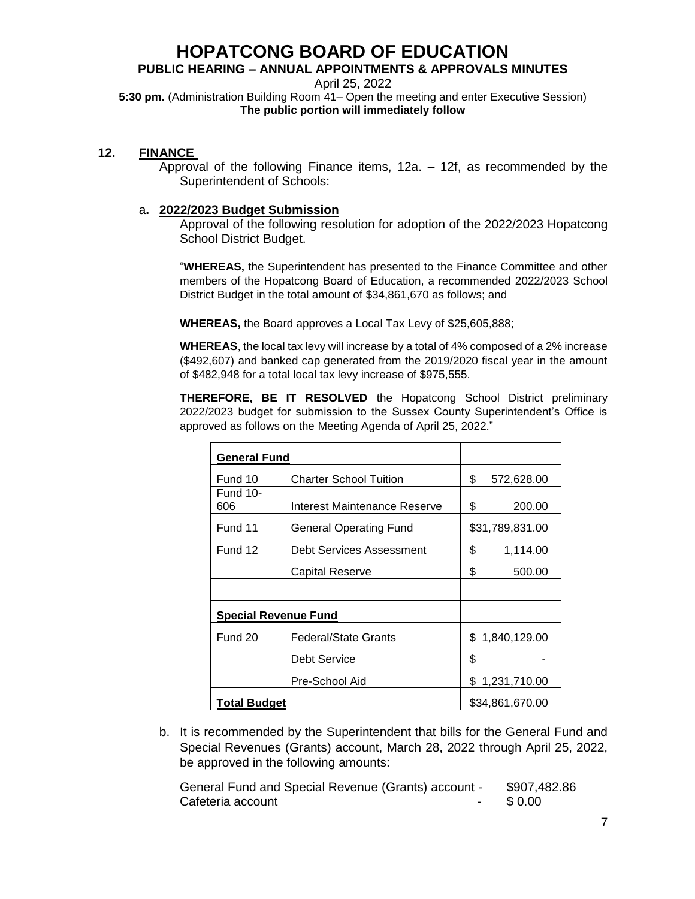# HOPATCONG BOARD OF EDUCATION

**PUBLIC HEARING – ANNUAL APPOINTMENTS & APPROVALS MINUTES**

April 25, 2022

**5:30 pm.** (Administration Building Room 41– Open the meeting and enter Executive Session)
**The public portion will immediately follow**

## 12. FINANCE

Approval of the following Finance items, 12a. – 12f, as recommended by the Superintendent of Schools:

### a. 2022/2023 Budget Submission

Approval of the following resolution for adoption of the 2022/2023 Hopatcong School District Budget.

"**WHEREAS,** the Superintendent has presented to the Finance Committee and other members of the Hopatcong Board of Education, a recommended 2022/2023 School District Budget in the total amount of $34,861,670 as follows; and

**WHEREAS,** the Board approves a Local Tax Levy of $25,605,888;

**WHEREAS**, the local tax levy will increase by a total of 4% composed of a 2% increase ($492,607) and banked cap generated from the 2019/2020 fiscal year in the amount of $482,948 for a total local tax levy increase of $975,555.

**THEREFORE, BE IT RESOLVED** the Hopatcong School District preliminary 2022/2023 budget for submission to the Sussex County Superintendent's Office is approved as follows on the Meeting Agenda of April 25, 2022."

| **General Fund** | | |
|---|---|---|
| Fund 10 | Charter School Tuition | $ 572,628.00 |
| Fund 10-606 | Interest Maintenance Reserve | $ 200.00 |
| Fund 11 | General Operating Fund | $31,789,831.00 |
| Fund 12 | Debt Services Assessment | $ 1,114.00 |
| | Capital Reserve | $ 500.00 |
| | | |
| **Special Revenue Fund** | | |
| Fund 20 | Federal/State Grants | $ 1,840,129.00 |
| | Debt Service | $ - |
| | Pre-School Aid | $ 1,231,710.00 |
| **Total Budget** | | $34,861,670.00 |

b. It is recommended by the Superintendent that bills for the General Fund and Special Revenues (Grants) account, March 28, 2022 through April 25, 2022, be approved in the following amounts:

General Fund and Special Revenue (Grants) account - $907,482.86
Cafeteria account - $ 0.00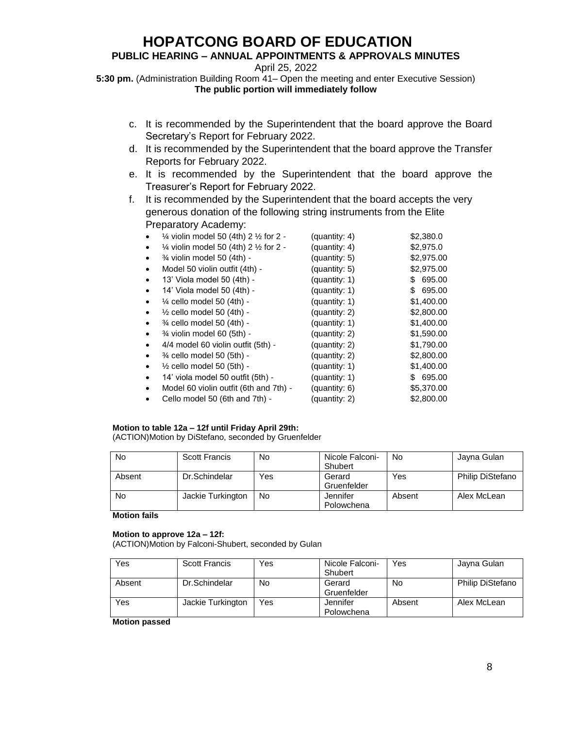# HOPATCONG BOARD OF EDUCATION

## PUBLIC HEARING – ANNUAL APPOINTMENTS & APPROVALS MINUTES

April 25, 2022

**5:30 pm.** (Administration Building Room 41– Open the meeting and enter Executive Session)
**The public portion will immediately follow**

c. It is recommended by the Superintendent that the board approve the Board Secretary's Report for February 2022.

d. It is recommended by the Superintendent that the board approve the Transfer Reports for February 2022.

e. It is recommended by the Superintendent that the board approve the Treasurer's Report for February 2022.

f. It is recommended by the Superintendent that the board accepts the very generous donation of the following string instruments from the Elite Preparatory Academy:

- ¼ violin model 50 (4th) 2 ½ for 2 - (quantity: 4) $2,380.0
- ¼ violin model 50 (4th) 2 ½ for 2 - (quantity: 4) $2,975.0
- ¾ violin model 50 (4th) - (quantity: 5) $2,975.00
- Model 50 violin outfit (4th) - (quantity: 5) $2,975.00
- 13' Viola model 50 (4th) - (quantity: 1) $ 695.00
- 14' Viola model 50 (4th) - (quantity: 1) $ 695.00
- ¼ cello model 50 (4th) - (quantity: 1) $1,400.00
- ½ cello model 50 (4th) - (quantity: 2) $2,800.00
- ¾ cello model 50 (4th) - (quantity: 1) $1,400.00
- ¾ violin model 60 (5th) - (quantity: 2) $1,590.00
- 4/4 model 60 violin outfit (5th) - (quantity: 2) $1,790.00
- ¾ cello model 50 (5th) - (quantity: 2) $2,800.00
- ½ cello model 50 (5th) - (quantity: 1) $1,400.00
- 14' viola model 50 outfit (5th) - (quantity: 1) $ 695.00
- Model 60 violin outfit (6th and 7th) - (quantity: 6) $5,370.00
- Cello model 50 (6th and 7th) - (quantity: 2) $2,800.00

**Motion to table 12a – 12f until Friday April 29th:**
(ACTION)Motion by DiStefano, seconded by Gruenfelder

| No | Scott Francis | No | Nicole Falconi-Shubert | No | Jayna Gulan |
|---|---|---|---|---|---|
| Absent | Dr.Schindelar | Yes | Gerard Gruenfelder | Yes | Philip DiStefano |
| No | Jackie Turkington | No | Jennifer Polowchena | Absent | Alex McLean |

**Motion fails**

**Motion to approve 12a – 12f:**
(ACTION)Motion by Falconi-Shubert, seconded by Gulan

| Yes | Scott Francis | Yes | Nicole Falconi-Shubert | Yes | Jayna Gulan |
|---|---|---|---|---|---|
| Absent | Dr.Schindelar | No | Gerard Gruenfelder | No | Philip DiStefano |
| Yes | Jackie Turkington | Yes | Jennifer Polowchena | Absent | Alex McLean |

**Motion passed**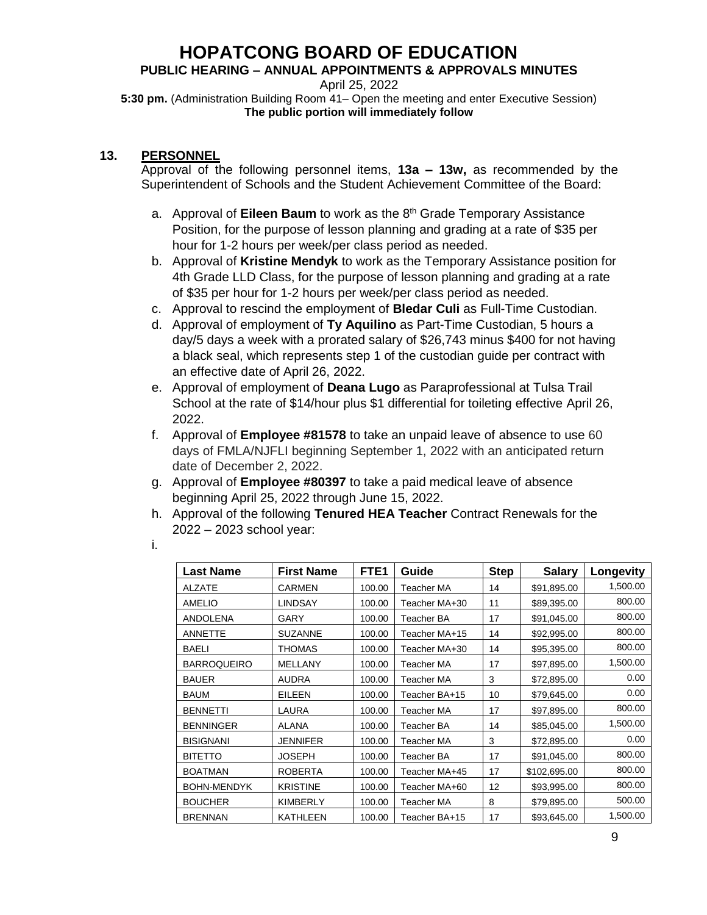# HOPATCONG BOARD OF EDUCATION

**PUBLIC HEARING – ANNUAL APPOINTMENTS & APPROVALS MINUTES**

April 25, 2022

**5:30 pm.** (Administration Building Room 41– Open the meeting and enter Executive Session)

**The public portion will immediately follow**

**13. PERSONNEL**

Approval of the following personnel items, **13a – 13w,** as recommended by the Superintendent of Schools and the Student Achievement Committee of the Board:

a. Approval of **Eileen Baum** to work as the 8th Grade Temporary Assistance Position, for the purpose of lesson planning and grading at a rate of $35 per hour for 1-2 hours per week/per class period as needed.

b. Approval of **Kristine Mendyk** to work as the Temporary Assistance position for 4th Grade LLD Class, for the purpose of lesson planning and grading at a rate of $35 per hour for 1-2 hours per week/per class period as needed.

c. Approval to rescind the employment of **Bledar Culi** as Full-Time Custodian.

d. Approval of employment of **Ty Aquilino** as Part-Time Custodian, 5 hours a day/5 days a week with a prorated salary of $26,743 minus $400 for not having a black seal, which represents step 1 of the custodian guide per contract with an effective date of April 26, 2022.

e. Approval of employment of **Deana Lugo** as Paraprofessional at Tulsa Trail School at the rate of $14/hour plus $1 differential for toileting effective April 26, 2022.

f. Approval of **Employee #81578** to take an unpaid leave of absence to use 60 days of FMLA/NJFLI beginning September 1, 2022 with an anticipated return date of December 2, 2022.

g. Approval of **Employee #80397** to take a paid medical leave of absence beginning April 25, 2022 through June 15, 2022.

h. Approval of the following **Tenured HEA Teacher** Contract Renewals for the 2022 – 2023 school year:

i.

| Last Name | First Name | FTE1 | Guide | Step | Salary | Longevity |
|---|---|---|---|---|---|---|
| ALZATE | CARMEN | 100.00 | Teacher MA | 14 | $91,895.00 | 1,500.00 |
| AMELIO | LINDSAY | 100.00 | Teacher MA+30 | 11 | $89,395.00 | 800.00 |
| ANDOLENA | GARY | 100.00 | Teacher BA | 17 | $91,045.00 | 800.00 |
| ANNETTE | SUZANNE | 100.00 | Teacher MA+15 | 14 | $92,995.00 | 800.00 |
| BAELI | THOMAS | 100.00 | Teacher MA+30 | 14 | $95,395.00 | 800.00 |
| BARROQUEIRO | MELLANY | 100.00 | Teacher MA | 17 | $97,895.00 | 1,500.00 |
| BAUER | AUDRA | 100.00 | Teacher MA | 3 | $72,895.00 | 0.00 |
| BAUM | EILEEN | 100.00 | Teacher BA+15 | 10 | $79,645.00 | 0.00 |
| BENNETTI | LAURA | 100.00 | Teacher MA | 17 | $97,895.00 | 800.00 |
| BENNINGER | ALANA | 100.00 | Teacher BA | 14 | $85,045.00 | 1,500.00 |
| BISIGNANI | JENNIFER | 100.00 | Teacher MA | 3 | $72,895.00 | 0.00 |
| BITETTO | JOSEPH | 100.00 | Teacher BA | 17 | $91,045.00 | 800.00 |
| BOATMAN | ROBERTA | 100.00 | Teacher MA+45 | 17 | $102,695.00 | 800.00 |
| BOHN-MENDYK | KRISTINE | 100.00 | Teacher MA+60 | 12 | $93,995.00 | 800.00 |
| BOUCHER | KIMBERLY | 100.00 | Teacher MA | 8 | $79,895.00 | 500.00 |
| BRENNAN | KATHLEEN | 100.00 | Teacher BA+15 | 17 | $93,645.00 | 1,500.00 |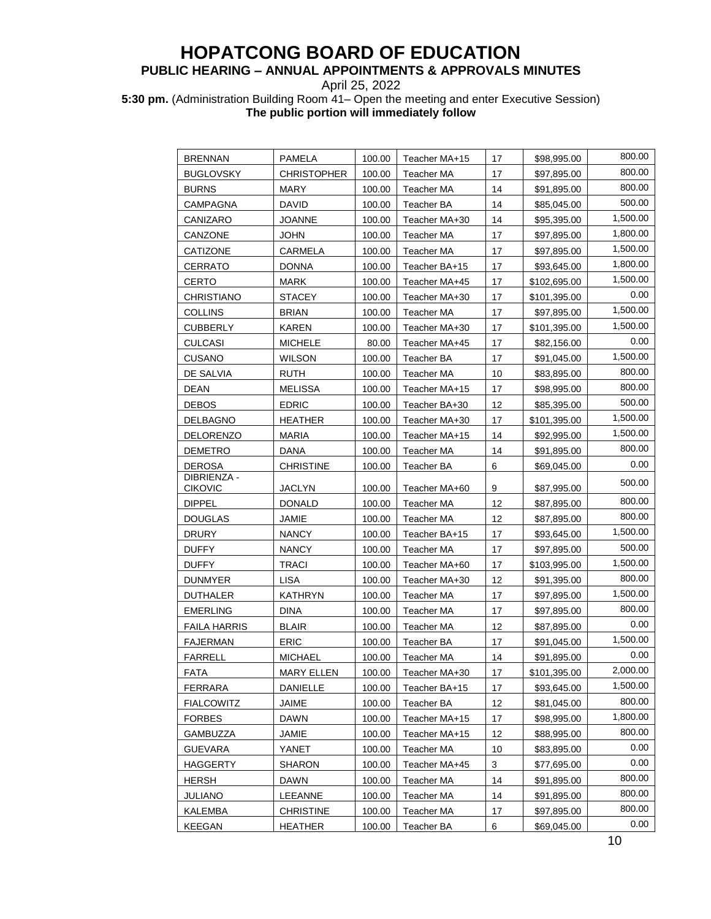# HOPATCONG BOARD OF EDUCATION

## PUBLIC HEARING – ANNUAL APPOINTMENTS & APPROVALS MINUTES

April 25, 2022

**5:30 pm.** (Administration Building Room 41– Open the meeting and enter Executive Session)
**The public portion will immediately follow**

| | | | | | | |
|---|---|---|---|---|---|---|
| BRENNAN | PAMELA | 100.00 | Teacher MA+15 | 17 | $98,995.00 | 800.00 |
| BUGLOVSKY | CHRISTOPHER | 100.00 | Teacher MA | 17 | $97,895.00 | 800.00 |
| BURNS | MARY | 100.00 | Teacher MA | 14 | $91,895.00 | 800.00 |
| CAMPAGNA | DAVID | 100.00 | Teacher BA | 14 | $85,045.00 | 500.00 |
| CANIZARO | JOANNE | 100.00 | Teacher MA+30 | 14 | $95,395.00 | 1,500.00 |
| CANZONE | JOHN | 100.00 | Teacher MA | 17 | $97,895.00 | 1,800.00 |
| CATIZONE | CARMELA | 100.00 | Teacher MA | 17 | $97,895.00 | 1,500.00 |
| CERRATO | DONNA | 100.00 | Teacher BA+15 | 17 | $93,645.00 | 1,800.00 |
| CERTO | MARK | 100.00 | Teacher MA+45 | 17 | $102,695.00 | 1,500.00 |
| CHRISTIANO | STACEY | 100.00 | Teacher MA+30 | 17 | $101,395.00 | 0.00 |
| COLLINS | BRIAN | 100.00 | Teacher MA | 17 | $97,895.00 | 1,500.00 |
| CUBBERLY | KAREN | 100.00 | Teacher MA+30 | 17 | $101,395.00 | 1,500.00 |
| CULCASI | MICHELE | 80.00 | Teacher MA+45 | 17 | $82,156.00 | 0.00 |
| CUSANO | WILSON | 100.00 | Teacher BA | 17 | $91,045.00 | 1,500.00 |
| DE SALVIA | RUTH | 100.00 | Teacher MA | 10 | $83,895.00 | 800.00 |
| DEAN | MELISSA | 100.00 | Teacher MA+15 | 17 | $98,995.00 | 800.00 |
| DEBOS | EDRIC | 100.00 | Teacher BA+30 | 12 | $85,395.00 | 500.00 |
| DELBAGNO | HEATHER | 100.00 | Teacher MA+30 | 17 | $101,395.00 | 1,500.00 |
| DELORENZO | MARIA | 100.00 | Teacher MA+15 | 14 | $92,995.00 | 1,500.00 |
| DEMETRO | DANA | 100.00 | Teacher MA | 14 | $91,895.00 | 800.00 |
| DEROSA | CHRISTINE | 100.00 | Teacher BA | 6 | $69,045.00 | 0.00 |
| DIBRIENZA - CIKOVIC | JACLYN | 100.00 | Teacher MA+60 | 9 | $87,995.00 | 500.00 |
| DIPPEL | DONALD | 100.00 | Teacher MA | 12 | $87,895.00 | 800.00 |
| DOUGLAS | JAMIE | 100.00 | Teacher MA | 12 | $87,895.00 | 800.00 |
| DRURY | NANCY | 100.00 | Teacher BA+15 | 17 | $93,645.00 | 1,500.00 |
| DUFFY | NANCY | 100.00 | Teacher MA | 17 | $97,895.00 | 500.00 |
| DUFFY | TRACI | 100.00 | Teacher MA+60 | 17 | $103,995.00 | 1,500.00 |
| DUNMYER | LISA | 100.00 | Teacher MA+30 | 12 | $91,395.00 | 800.00 |
| DUTHALER | KATHRYN | 100.00 | Teacher MA | 17 | $97,895.00 | 1,500.00 |
| EMERLING | DINA | 100.00 | Teacher MA | 17 | $97,895.00 | 800.00 |
| FAILA HARRIS | BLAIR | 100.00 | Teacher MA | 12 | $87,895.00 | 0.00 |
| FAJERMAN | ERIC | 100.00 | Teacher BA | 17 | $91,045.00 | 1,500.00 |
| FARRELL | MICHAEL | 100.00 | Teacher MA | 14 | $91,895.00 | 0.00 |
| FATA | MARY ELLEN | 100.00 | Teacher MA+30 | 17 | $101,395.00 | 2,000.00 |
| FERRARA | DANIELLE | 100.00 | Teacher BA+15 | 17 | $93,645.00 | 1,500.00 |
| FIALCOWITZ | JAIME | 100.00 | Teacher BA | 12 | $81,045.00 | 800.00 |
| FORBES | DAWN | 100.00 | Teacher MA+15 | 17 | $98,995.00 | 1,800.00 |
| GAMBUZZA | JAMIE | 100.00 | Teacher MA+15 | 12 | $88,995.00 | 800.00 |
| GUEVARA | YANET | 100.00 | Teacher MA | 10 | $83,895.00 | 0.00 |
| HAGGERTY | SHARON | 100.00 | Teacher MA+45 | 3 | $77,695.00 | 0.00 |
| HERSH | DAWN | 100.00 | Teacher MA | 14 | $91,895.00 | 800.00 |
| JULIANO | LEEANNE | 100.00 | Teacher MA | 14 | $91,895.00 | 800.00 |
| KALEMBA | CHRISTINE | 100.00 | Teacher MA | 17 | $97,895.00 | 800.00 |
| KEEGAN | HEATHER | 100.00 | Teacher BA | 6 | $69,045.00 | 0.00 |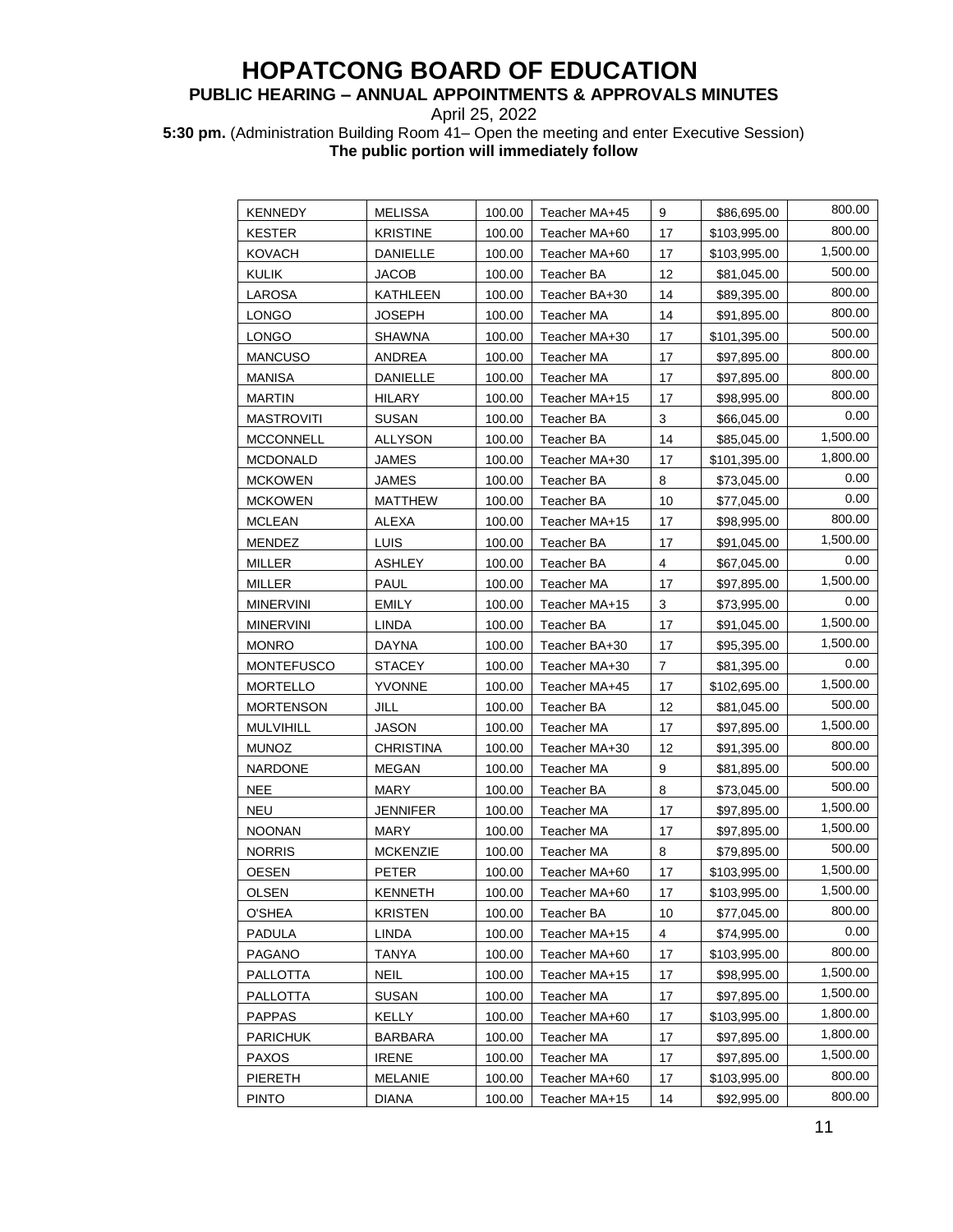# HOPATCONG BOARD OF EDUCATION

**PUBLIC HEARING – ANNUAL APPOINTMENTS & APPROVALS MINUTES**

April 25, 2022

**5:30 pm.** (Administration Building Room 41– Open the meeting and enter Executive Session)
**The public portion will immediately follow**

| | | | | | | |
|---|---|---|---|---|---|---|
| KENNEDY | MELISSA | 100.00 | Teacher MA+45 | 9 | $86,695.00 | 800.00 |
| KESTER | KRISTINE | 100.00 | Teacher MA+60 | 17 | $103,995.00 | 800.00 |
| KOVACH | DANIELLE | 100.00 | Teacher MA+60 | 17 | $103,995.00 | 1,500.00 |
| KULIK | JACOB | 100.00 | Teacher BA | 12 | $81,045.00 | 500.00 |
| LAROSA | KATHLEEN | 100.00 | Teacher BA+30 | 14 | $89,395.00 | 800.00 |
| LONGO | JOSEPH | 100.00 | Teacher MA | 14 | $91,895.00 | 800.00 |
| LONGO | SHAWNA | 100.00 | Teacher MA+30 | 17 | $101,395.00 | 500.00 |
| MANCUSO | ANDREA | 100.00 | Teacher MA | 17 | $97,895.00 | 800.00 |
| MANISA | DANIELLE | 100.00 | Teacher MA | 17 | $97,895.00 | 800.00 |
| MARTIN | HILARY | 100.00 | Teacher MA+15 | 17 | $98,995.00 | 800.00 |
| MASTROVITI | SUSAN | 100.00 | Teacher BA | 3 | $66,045.00 | 0.00 |
| MCCONNELL | ALLYSON | 100.00 | Teacher BA | 14 | $85,045.00 | 1,500.00 |
| MCDONALD | JAMES | 100.00 | Teacher MA+30 | 17 | $101,395.00 | 1,800.00 |
| MCKOWEN | JAMES | 100.00 | Teacher BA | 8 | $73,045.00 | 0.00 |
| MCKOWEN | MATTHEW | 100.00 | Teacher BA | 10 | $77,045.00 | 0.00 |
| MCLEAN | ALEXA | 100.00 | Teacher MA+15 | 17 | $98,995.00 | 800.00 |
| MENDEZ | LUIS | 100.00 | Teacher BA | 17 | $91,045.00 | 1,500.00 |
| MILLER | ASHLEY | 100.00 | Teacher BA | 4 | $67,045.00 | 0.00 |
| MILLER | PAUL | 100.00 | Teacher MA | 17 | $97,895.00 | 1,500.00 |
| MINERVINI | EMILY | 100.00 | Teacher MA+15 | 3 | $73,995.00 | 0.00 |
| MINERVINI | LINDA | 100.00 | Teacher BA | 17 | $91,045.00 | 1,500.00 |
| MONRO | DAYNA | 100.00 | Teacher BA+30 | 17 | $95,395.00 | 1,500.00 |
| MONTEFUSCO | STACEY | 100.00 | Teacher MA+30 | 7 | $81,395.00 | 0.00 |
| MORTELLO | YVONNE | 100.00 | Teacher MA+45 | 17 | $102,695.00 | 1,500.00 |
| MORTENSON | JILL | 100.00 | Teacher BA | 12 | $81,045.00 | 500.00 |
| MULVIHILL | JASON | 100.00 | Teacher MA | 17 | $97,895.00 | 1,500.00 |
| MUNOZ | CHRISTINA | 100.00 | Teacher MA+30 | 12 | $91,395.00 | 800.00 |
| NARDONE | MEGAN | 100.00 | Teacher MA | 9 | $81,895.00 | 500.00 |
| NEE | MARY | 100.00 | Teacher BA | 8 | $73,045.00 | 500.00 |
| NEU | JENNIFER | 100.00 | Teacher MA | 17 | $97,895.00 | 1,500.00 |
| NOONAN | MARY | 100.00 | Teacher MA | 17 | $97,895.00 | 1,500.00 |
| NORRIS | MCKENZIE | 100.00 | Teacher MA | 8 | $79,895.00 | 500.00 |
| OESEN | PETER | 100.00 | Teacher MA+60 | 17 | $103,995.00 | 1,500.00 |
| OLSEN | KENNETH | 100.00 | Teacher MA+60 | 17 | $103,995.00 | 1,500.00 |
| O'SHEA | KRISTEN | 100.00 | Teacher BA | 10 | $77,045.00 | 800.00 |
| PADULA | LINDA | 100.00 | Teacher MA+15 | 4 | $74,995.00 | 0.00 |
| PAGANO | TANYA | 100.00 | Teacher MA+60 | 17 | $103,995.00 | 800.00 |
| PALLOTTA | NEIL | 100.00 | Teacher MA+15 | 17 | $98,995.00 | 1,500.00 |
| PALLOTTA | SUSAN | 100.00 | Teacher MA | 17 | $97,895.00 | 1,500.00 |
| PAPPAS | KELLY | 100.00 | Teacher MA+60 | 17 | $103,995.00 | 1,800.00 |
| PARICHUK | BARBARA | 100.00 | Teacher MA | 17 | $97,895.00 | 1,800.00 |
| PAXOS | IRENE | 100.00 | Teacher MA | 17 | $97,895.00 | 1,500.00 |
| PIERETH | MELANIE | 100.00 | Teacher MA+60 | 17 | $103,995.00 | 800.00 |
| PINTO | DIANA | 100.00 | Teacher MA+15 | 14 | $92,995.00 | 800.00 |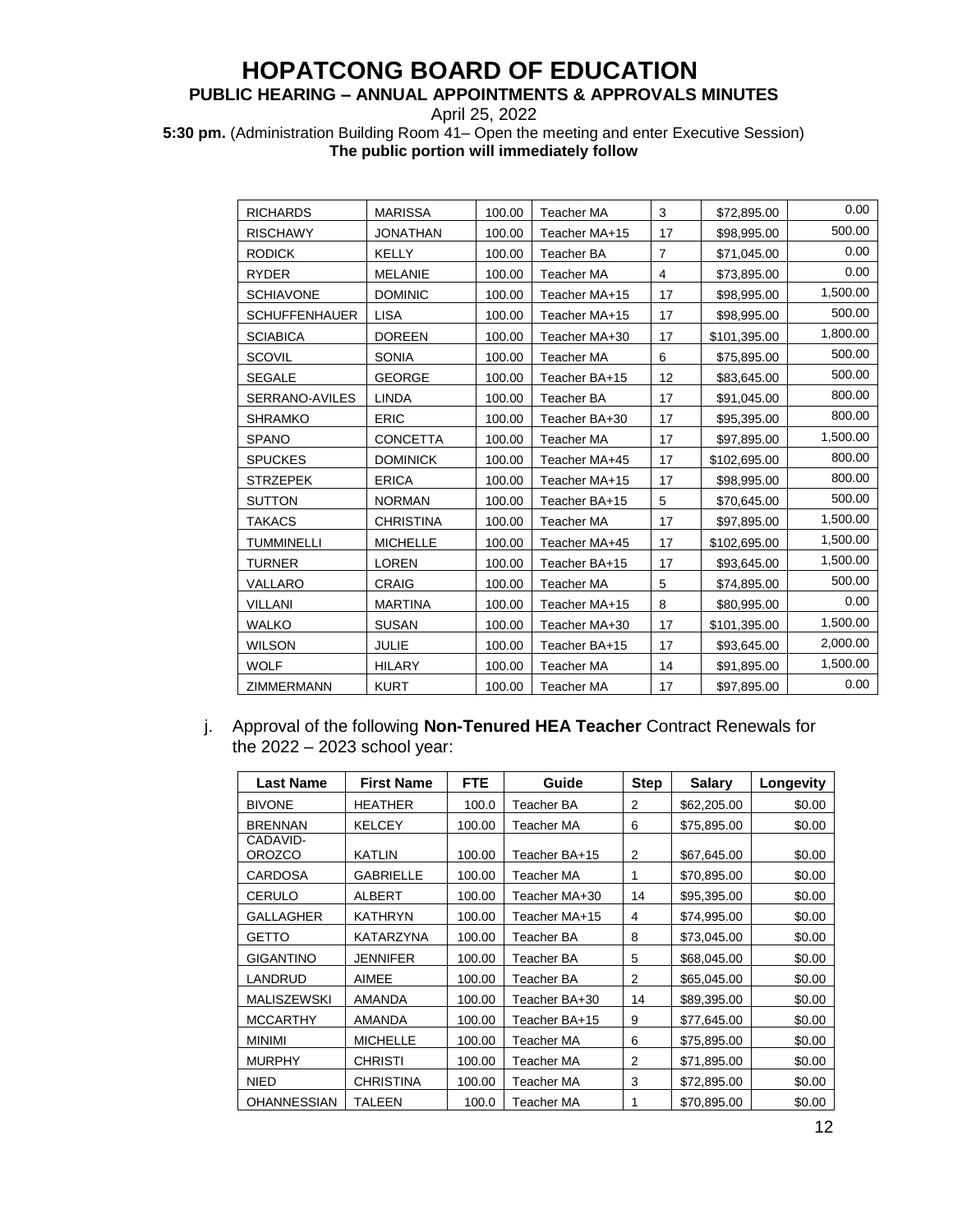# HOPATCONG BOARD OF EDUCATION

## PUBLIC HEARING – ANNUAL APPOINTMENTS & APPROVALS MINUTES

April 25, 2022

**5:30 pm.** (Administration Building Room 41– Open the meeting and enter Executive Session)
**The public portion will immediately follow**

| | | | | | | |
|---|---|---|---|---|---|---|
| RICHARDS | MARISSA | 100.00 | Teacher MA | 3 | $72,895.00 | 0.00 |
| RISCHAWY | JONATHAN | 100.00 | Teacher MA+15 | 17 | $98,995.00 | 500.00 |
| RODICK | KELLY | 100.00 | Teacher BA | 7 | $71,045.00 | 0.00 |
| RYDER | MELANIE | 100.00 | Teacher MA | 4 | $73,895.00 | 0.00 |
| SCHIAVONE | DOMINIC | 100.00 | Teacher MA+15 | 17 | $98,995.00 | 1,500.00 |
| SCHUFFENHAUER | LISA | 100.00 | Teacher MA+15 | 17 | $98,995.00 | 500.00 |
| SCIABICA | DOREEN | 100.00 | Teacher MA+30 | 17 | $101,395.00 | 1,800.00 |
| SCOVIL | SONIA | 100.00 | Teacher MA | 6 | $75,895.00 | 500.00 |
| SEGALE | GEORGE | 100.00 | Teacher BA+15 | 12 | $83,645.00 | 500.00 |
| SERRANO-AVILES | LINDA | 100.00 | Teacher BA | 17 | $91,045.00 | 800.00 |
| SHRAMKO | ERIC | 100.00 | Teacher BA+30 | 17 | $95,395.00 | 800.00 |
| SPANO | CONCETTA | 100.00 | Teacher MA | 17 | $97,895.00 | 1,500.00 |
| SPUCKES | DOMINICK | 100.00 | Teacher MA+45 | 17 | $102,695.00 | 800.00 |
| STRZEPEK | ERICA | 100.00 | Teacher MA+15 | 17 | $98,995.00 | 800.00 |
| SUTTON | NORMAN | 100.00 | Teacher BA+15 | 5 | $70,645.00 | 500.00 |
| TAKACS | CHRISTINA | 100.00 | Teacher MA | 17 | $97,895.00 | 1,500.00 |
| TUMMINELLI | MICHELLE | 100.00 | Teacher MA+45 | 17 | $102,695.00 | 1,500.00 |
| TURNER | LOREN | 100.00 | Teacher BA+15 | 17 | $93,645.00 | 1,500.00 |
| VALLARO | CRAIG | 100.00 | Teacher MA | 5 | $74,895.00 | 500.00 |
| VILLANI | MARTINA | 100.00 | Teacher MA+15 | 8 | $80,995.00 | 0.00 |
| WALKO | SUSAN | 100.00 | Teacher MA+30 | 17 | $101,395.00 | 1,500.00 |
| WILSON | JULIE | 100.00 | Teacher BA+15 | 17 | $93,645.00 | 2,000.00 |
| WOLF | HILARY | 100.00 | Teacher MA | 14 | $91,895.00 | 1,500.00 |
| ZIMMERMANN | KURT | 100.00 | Teacher MA | 17 | $97,895.00 | 0.00 |

j. Approval of the following **Non-Tenured HEA Teacher** Contract Renewals for the 2022 – 2023 school year:

| Last Name | First Name | FTE | Guide | Step | Salary | Longevity |
|---|---|---|---|---|---|---|
| BIVONE | HEATHER | 100.0 | Teacher BA | 2 | $62,205.00 | $0.00 |
| BRENNAN | KELCEY | 100.00 | Teacher MA | 6 | $75,895.00 | $0.00 |
| CADAVID-OROZCO | KATLIN | 100.00 | Teacher BA+15 | 2 | $67,645.00 | $0.00 |
| CARDOSA | GABRIELLE | 100.00 | Teacher MA | 1 | $70,895.00 | $0.00 |
| CERULO | ALBERT | 100.00 | Teacher MA+30 | 14 | $95,395.00 | $0.00 |
| GALLAGHER | KATHRYN | 100.00 | Teacher MA+15 | 4 | $74,995.00 | $0.00 |
| GETTO | KATARZYNA | 100.00 | Teacher BA | 8 | $73,045.00 | $0.00 |
| GIGANTINO | JENNIFER | 100.00 | Teacher BA | 5 | $68,045.00 | $0.00 |
| LANDRUD | AIMEE | 100.00 | Teacher BA | 2 | $65,045.00 | $0.00 |
| MALISZEWSKI | AMANDA | 100.00 | Teacher BA+30 | 14 | $89,395.00 | $0.00 |
| MCCARTHY | AMANDA | 100.00 | Teacher BA+15 | 9 | $77,645.00 | $0.00 |
| MINIMI | MICHELLE | 100.00 | Teacher MA | 6 | $75,895.00 | $0.00 |
| MURPHY | CHRISTI | 100.00 | Teacher MA | 2 | $71,895.00 | $0.00 |
| NIED | CHRISTINA | 100.00 | Teacher MA | 3 | $72,895.00 | $0.00 |
| OHANNESSIAN | TALEEN | 100.0 | Teacher MA | 1 | $70,895.00 | $0.00 |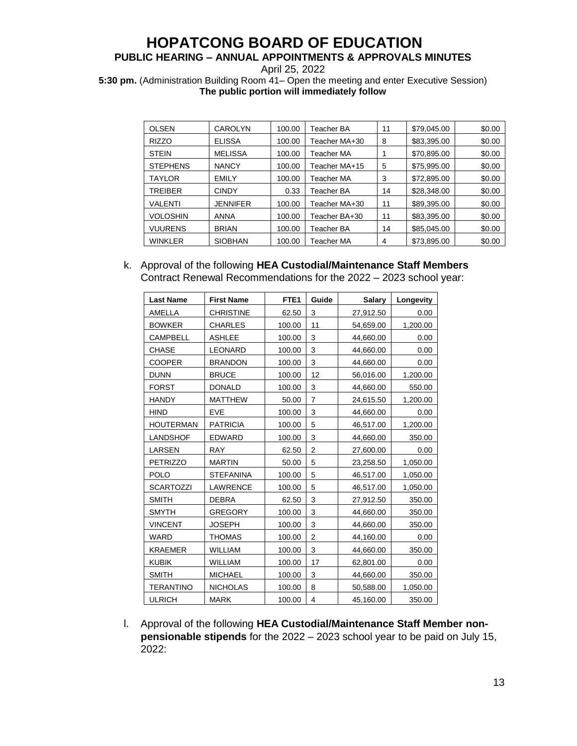# HOPATCONG BOARD OF EDUCATION

## PUBLIC HEARING – ANNUAL APPOINTMENTS & APPROVALS MINUTES

April 25, 2022

**5:30 pm.** (Administration Building Room 41– Open the meeting and enter Executive Session)
**The public portion will immediately follow**

| | | | | | | |
|---|---|---|---|---|---|---|
| OLSEN | CAROLYN | 100.00 | Teacher BA | 11 | $79,045.00 | $0.00 |
| RIZZO | ELISSA | 100.00 | Teacher MA+30 | 8 | $83,395.00 | $0.00 |
| STEIN | MELISSA | 100.00 | Teacher MA | 1 | $70,895.00 | $0.00 |
| STEPHENS | NANCY | 100.00 | Teacher MA+15 | 5 | $75,995.00 | $0.00 |
| TAYLOR | EMILY | 100.00 | Teacher MA | 3 | $72,895.00 | $0.00 |
| TREIBER | CINDY | 0.33 | Teacher BA | 14 | $28,348.00 | $0.00 |
| VALENTI | JENNIFER | 100.00 | Teacher MA+30 | 11 | $89,395.00 | $0.00 |
| VOLOSHIN | ANNA | 100.00 | Teacher BA+30 | 11 | $83,395.00 | $0.00 |
| VUURENS | BRIAN | 100.00 | Teacher BA | 14 | $85,045.00 | $0.00 |
| WINKLER | SIOBHAN | 100.00 | Teacher MA | 4 | $73,895.00 | $0.00 |

k. Approval of the following **HEA Custodial/Maintenance Staff Members** Contract Renewal Recommendations for the 2022 – 2023 school year:

| Last Name | First Name | FTE1 | Guide | Salary | Longevity |
|---|---|---|---|---|---|
| AMELLA | CHRISTINE | 62.50 | 3 | 27,912.50 | 0.00 |
| BOWKER | CHARLES | 100.00 | 11 | 54,659.00 | 1,200.00 |
| CAMPBELL | ASHLEE | 100.00 | 3 | 44,660.00 | 0.00 |
| CHASE | LEONARD | 100.00 | 3 | 44,660.00 | 0.00 |
| COOPER | BRANDON | 100.00 | 3 | 44,660.00 | 0.00 |
| DUNN | BRUCE | 100.00 | 12 | 56,016.00 | 1,200.00 |
| FORST | DONALD | 100.00 | 3 | 44,660.00 | 550.00 |
| HANDY | MATTHEW | 50.00 | 7 | 24,615.50 | 1,200.00 |
| HIND | EVE | 100.00 | 3 | 44,660.00 | 0.00 |
| HOUTERMAN | PATRICIA | 100.00 | 5 | 46,517.00 | 1,200.00 |
| LANDSHOF | EDWARD | 100.00 | 3 | 44,660.00 | 350.00 |
| LARSEN | RAY | 62.50 | 2 | 27,600.00 | 0.00 |
| PETRIZZO | MARTIN | 50.00 | 5 | 23,258.50 | 1,050.00 |
| POLO | STEFANINA | 100.00 | 5 | 46,517.00 | 1,050.00 |
| SCARTOZZI | LAWRENCE | 100.00 | 5 | 46,517.00 | 1,050.00 |
| SMITH | DEBRA | 62.50 | 3 | 27,912.50 | 350.00 |
| SMYTH | GREGORY | 100.00 | 3 | 44,660.00 | 350.00 |
| VINCENT | JOSEPH | 100.00 | 3 | 44,660.00 | 350.00 |
| WARD | THOMAS | 100.00 | 2 | 44,160.00 | 0.00 |
| KRAEMER | WILLIAM | 100.00 | 3 | 44,660.00 | 350.00 |
| KUBIK | WILLIAM | 100.00 | 17 | 62,801.00 | 0.00 |
| SMITH | MICHAEL | 100.00 | 3 | 44,660.00 | 350.00 |
| TERANTINO | NICHOLAS | 100.00 | 8 | 50,588.00 | 1,050.00 |
| ULRICH | MARK | 100.00 | 4 | 45,160.00 | 350.00 |

l. Approval of the following **HEA Custodial/Maintenance Staff Member non-pensionable stipends** for the 2022 – 2023 school year to be paid on July 15, 2022: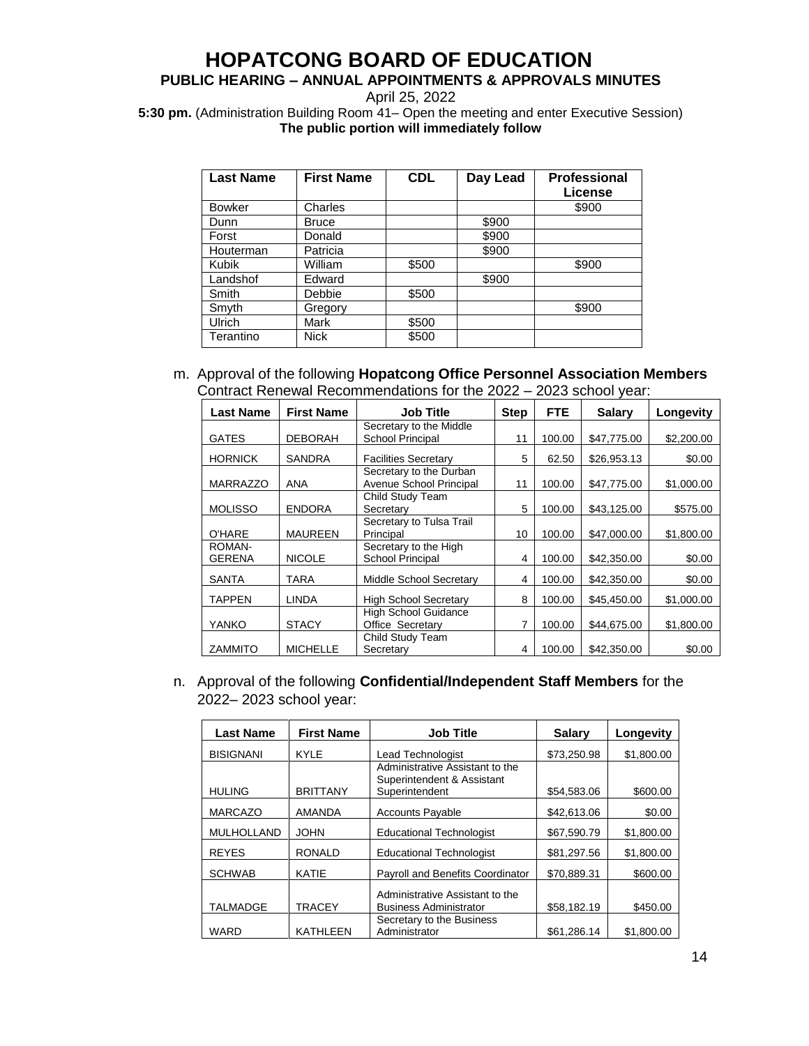# HOPATCONG BOARD OF EDUCATION

## PUBLIC HEARING – ANNUAL APPOINTMENTS & APPROVALS MINUTES

April 25, 2022

**5:30 pm.** (Administration Building Room 41– Open the meeting and enter Executive Session)
**The public portion will immediately follow**

| Last Name | First Name | CDL | Day Lead | Professional License |
|---|---|---|---|---|
| Bowker | Charles | | | $900 |
| Dunn | Bruce | | $900 | |
| Forst | Donald | | $900 | |
| Houterman | Patricia | | $900 | |
| Kubik | William | $500 | | $900 |
| Landshof | Edward | | $900 | |
| Smith | Debbie | $500 | | |
| Smyth | Gregory | | | $900 |
| Ulrich | Mark | $500 | | |
| Terantino | Nick | $500 | | |

m. Approval of the following **Hopatcong Office Personnel Association Members** Contract Renewal Recommendations for the 2022 – 2023 school year:

| Last Name | First Name | Job Title | Step | FTE | Salary | Longevity |
|---|---|---|---|---|---|---|
| GATES | DEBORAH | Secretary to the Middle School Principal | 11 | 100.00 | $47,775.00 | $2,200.00 |
| HORNICK | SANDRA | Facilities Secretary | 5 | 62.50 | $26,953.13 | $0.00 |
| MARRAZZO | ANA | Secretary to the Durban Avenue School Principal | 11 | 100.00 | $47,775.00 | $1,000.00 |
| MOLISSO | ENDORA | Child Study Team Secretary | 5 | 100.00 | $43,125.00 | $575.00 |
| O'HARE | MAUREEN | Secretary to Tulsa Trail Principal | 10 | 100.00 | $47,000.00 | $1,800.00 |
| ROMAN-GERENA | NICOLE | Secretary to the High School Principal | 4 | 100.00 | $42,350.00 | $0.00 |
| SANTA | TARA | Middle School Secretary | 4 | 100.00 | $42,350.00 | $0.00 |
| TAPPEN | LINDA | High School Secretary | 8 | 100.00 | $45,450.00 | $1,000.00 |
| YANKO | STACY | High School Guidance Office Secretary | 7 | 100.00 | $44,675.00 | $1,800.00 |
| ZAMMITO | MICHELLE | Child Study Team Secretary | 4 | 100.00 | $42,350.00 | $0.00 |

n. Approval of the following **Confidential/Independent Staff Members** for the 2022– 2023 school year:

| Last Name | First Name | Job Title | Salary | Longevity |
|---|---|---|---|---|
| BISIGNANI | KYLE | Lead Technologist | $73,250.98 | $1,800.00 |
| HULING | BRITTANY | Administrative Assistant to the Superintendent & Assistant Superintendent | $54,583.06 | $600.00 |
| MARCAZO | AMANDA | Accounts Payable | $42,613.06 | $0.00 |
| MULHOLLAND | JOHN | Educational Technologist | $67,590.79 | $1,800.00 |
| REYES | RONALD | Educational Technologist | $81,297.56 | $1,800.00 |
| SCHWAB | KATIE | Payroll and Benefits Coordinator | $70,889.31 | $600.00 |
| TALMADGE | TRACEY | Administrative Assistant to the Business Administrator | $58,182.19 | $450.00 |
| WARD | KATHLEEN | Secretary to the Business Administrator | $61,286.14 | $1,800.00 |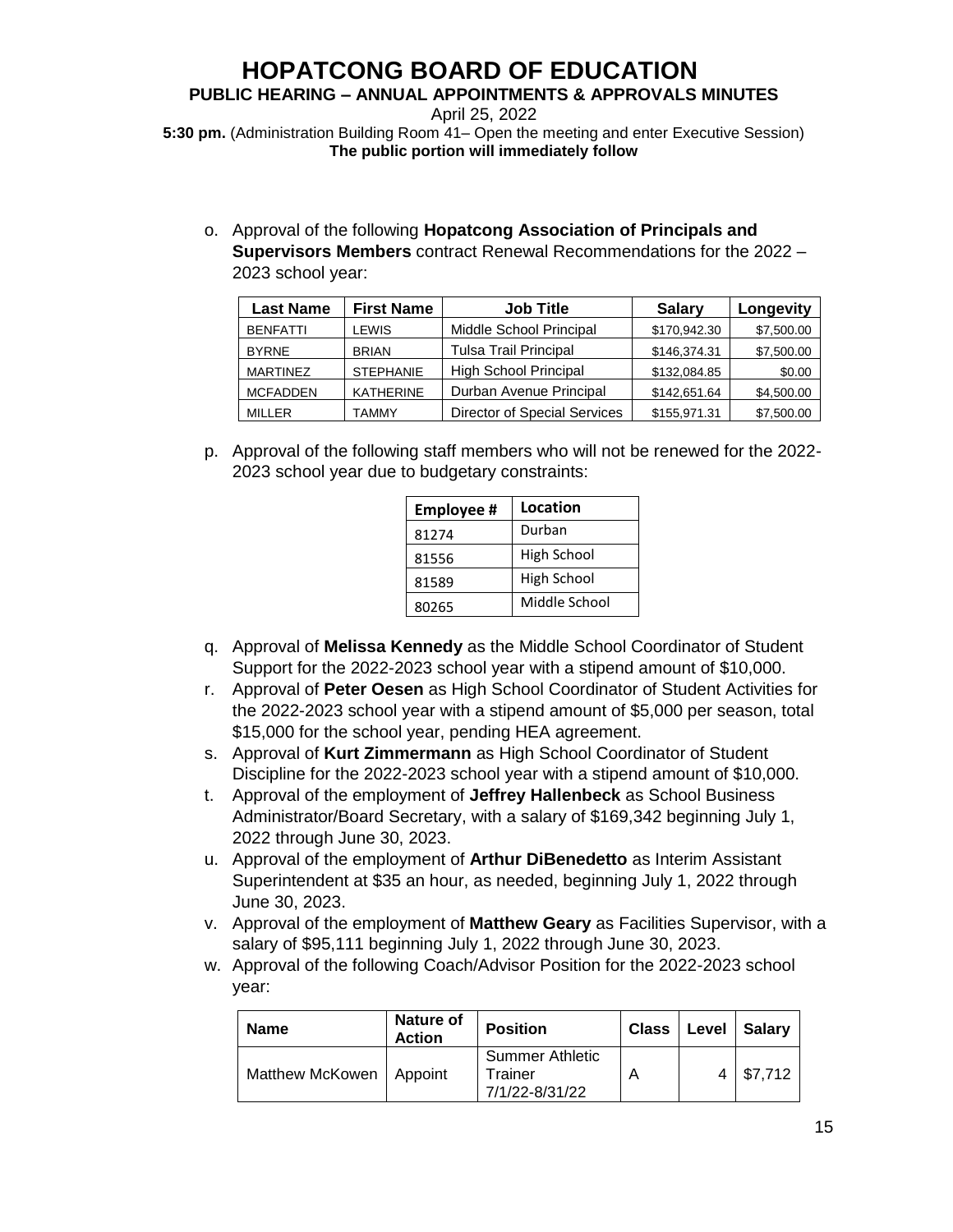# HOPATCONG BOARD OF EDUCATION

**PUBLIC HEARING – ANNUAL APPOINTMENTS & APPROVALS MINUTES**

April 25, 2022

**5:30 pm.** (Administration Building Room 41– Open the meeting and enter Executive Session)
**The public portion will immediately follow**

o. Approval of the following **Hopatcong Association of Principals and Supervisors Members** contract Renewal Recommendations for the 2022 – 2023 school year:

| Last Name | First Name | Job Title | Salary | Longevity |
|---|---|---|---|---|
| BENFATTI | LEWIS | Middle School Principal | $170,942.30 | $7,500.00 |
| BYRNE | BRIAN | Tulsa Trail Principal | $146,374.31 | $7,500.00 |
| MARTINEZ | STEPHANIE | High School Principal | $132,084.85 | $0.00 |
| MCFADDEN | KATHERINE | Durban Avenue Principal | $142,651.64 | $4,500.00 |
| MILLER | TAMMY | Director of Special Services | $155,971.31 | $7,500.00 |

p. Approval of the following staff members who will not be renewed for the 2022-2023 school year due to budgetary constraints:

| Employee # | Location |
|---|---|
| 81274 | Durban |
| 81556 | High School |
| 81589 | High School |
| 80265 | Middle School |

q. Approval of **Melissa Kennedy** as the Middle School Coordinator of Student Support for the 2022-2023 school year with a stipend amount of $10,000.

r. Approval of **Peter Oesen** as High School Coordinator of Student Activities for the 2022-2023 school year with a stipend amount of $5,000 per season, total $15,000 for the school year, pending HEA agreement.

s. Approval of **Kurt Zimmermann** as High School Coordinator of Student Discipline for the 2022-2023 school year with a stipend amount of $10,000.

t. Approval of the employment of **Jeffrey Hallenbeck** as School Business Administrator/Board Secretary, with a salary of $169,342 beginning July 1, 2022 through June 30, 2023.

u. Approval of the employment of **Arthur DiBenedetto** as Interim Assistant Superintendent at $35 an hour, as needed, beginning July 1, 2022 through June 30, 2023.

v. Approval of the employment of **Matthew Geary** as Facilities Supervisor, with a salary of $95,111 beginning July 1, 2022 through June 30, 2023.

w. Approval of the following Coach/Advisor Position for the 2022-2023 school year:

| Name | Nature of Action | Position | Class | Level | Salary |
|---|---|---|---|---|---|
| Matthew McKowen | Appoint | Summer Athletic Trainer 7/1/22-8/31/22 | A | 4 | $7,712 |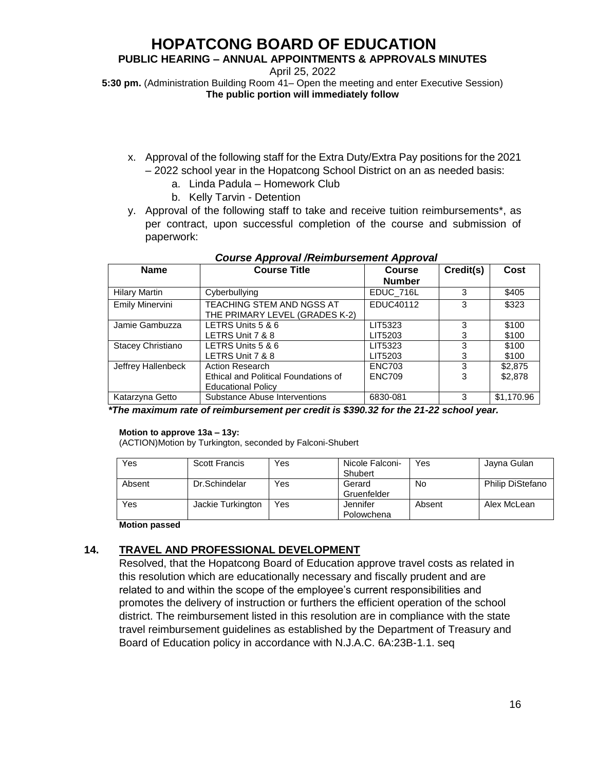# HOPATCONG BOARD OF EDUCATION

**PUBLIC HEARING – ANNUAL APPOINTMENTS & APPROVALS MINUTES**

April 25, 2022

**5:30 pm.** (Administration Building Room 41– Open the meeting and enter Executive Session)
**The public portion will immediately follow**

x. Approval of the following staff for the Extra Duty/Extra Pay positions for the 2021 – 2022 school year in the Hopatcong School District on an as needed basis:
   a. Linda Padula – Homework Club
   b. Kelly Tarvin - Detention

y. Approval of the following staff to take and receive tuition reimbursements*, as per contract, upon successful completion of the course and submission of paperwork:

***Course Approval /Reimbursement Approval***

| Name | Course Title | Course Number | Credit(s) | Cost |
|---|---|---|---|---|
| Hilary Martin | Cyberbullying | EDUC_716L | 3 | $405 |
| Emily Minervini | TEACHING STEM AND NGSS AT THE PRIMARY LEVEL (GRADES K-2) | EDUC40112 | 3 | $323 |
| Jamie Gambuzza | LETRS Units 5 & 6<br>LETRS Unit 7 & 8 | LIT5323<br>LIT5203 | 3<br>3 | $100<br>$100 |
| Stacey Christiano | LETRS Units 5 & 6<br>LETRS Unit 7 & 8 | LIT5323<br>LIT5203 | 3<br>3 | $100<br>$100 |
| Jeffrey Hallenbeck | Action Research<br>Ethical and Political Foundations of Educational Policy | ENC703<br>ENC709 | 3<br>3 | $2,875<br>$2,878 |
| Katarzyna Getto | Substance Abuse Interventions | 6830-081 | 3 | $1,170.96 |

***The maximum rate of reimbursement per credit is $390.32 for the 21-22 school year.***

**Motion to approve 13a – 13y:**
(ACTION)Motion by Turkington, seconded by Falconi-Shubert

| | | | | | |
|---|---|---|---|---|---|
| Yes | Scott Francis | Yes | Nicole Falconi-Shubert | Yes | Jayna Gulan |
| Absent | Dr.Schindelar | Yes | Gerard Gruenfelder | No | Philip DiStefano |
| Yes | Jackie Turkington | Yes | Jennifer Polowchena | Absent | Alex McLean |

**Motion passed**

## 14. TRAVEL AND PROFESSIONAL DEVELOPMENT

Resolved, that the Hopatcong Board of Education approve travel costs as related in this resolution which are educationally necessary and fiscally prudent and are related to and within the scope of the employee's current responsibilities and promotes the delivery of instruction or furthers the efficient operation of the school district. The reimbursement listed in this resolution are in compliance with the state travel reimbursement guidelines as established by the Department of Treasury and Board of Education policy in accordance with N.J.A.C. 6A:23B-1.1. seq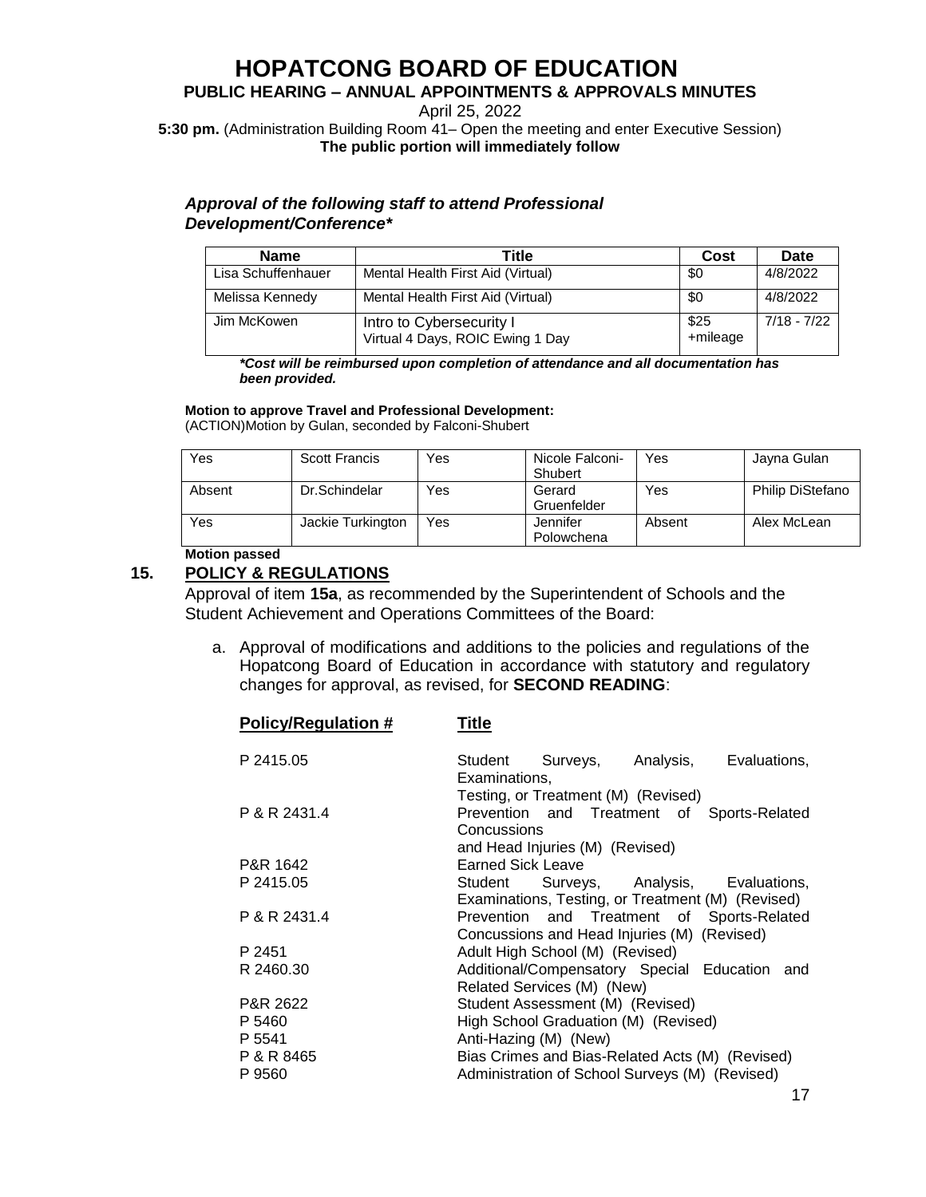# HOPATCONG BOARD OF EDUCATION

**PUBLIC HEARING – ANNUAL APPOINTMENTS & APPROVALS MINUTES**

April 25, 2022

**5:30 pm.** (Administration Building Room 41– Open the meeting and enter Executive Session)
**The public portion will immediately follow**

***Approval of the following staff to attend Professional Development/Conference****

| Name | Title | Cost | Date |
|---|---|---|---|
| Lisa Schuffenhauer | Mental Health First Aid (Virtual) | $0 | 4/8/2022 |
| Melissa Kennedy | Mental Health First Aid (Virtual) | $0 | 4/8/2022 |
| Jim McKowen | Intro to Cybersecurity I<br>Virtual 4 Days, ROIC Ewing 1 Day | $25<br>+mileage | 7/18 - 7/22 |

***Cost will be reimbursed upon completion of attendance and all documentation has been provided.***

**Motion to approve Travel and Professional Development:**
(ACTION)Motion by Gulan, seconded by Falconi-Shubert

| | | | | | |
|---|---|---|---|---|---|
| Yes | Scott Francis | Yes | Nicole Falconi-Shubert | Yes | Jayna Gulan |
| Absent | Dr.Schindelar | Yes | Gerard Gruenfelder | Yes | Philip DiStefano |
| Yes | Jackie Turkington | Yes | Jennifer Polowchena | Absent | Alex McLean |

**Motion passed**

## 15. POLICY & REGULATIONS

Approval of item **15a**, as recommended by the Superintendent of Schools and the Student Achievement and Operations Committees of the Board:

a. Approval of modifications and additions to the policies and regulations of the Hopatcong Board of Education in accordance with statutory and regulatory changes for approval, as revised, for **SECOND READING**:

| Policy/Regulation # | Title |
|---|---|
| P 2415.05 | Student Surveys, Analysis, Evaluations, Examinations, Testing, or Treatment (M) (Revised) |
| P & R 2431.4 | Prevention and Treatment of Sports-Related Concussions and Head Injuries (M) (Revised) |
| P&R 1642 | Earned Sick Leave |
| P 2415.05 | Student Surveys, Analysis, Evaluations, Examinations, Testing, or Treatment (M) (Revised) |
| P & R 2431.4 | Prevention and Treatment of Sports-Related Concussions and Head Injuries (M) (Revised) |
| P 2451 | Adult High School (M) (Revised) |
| R 2460.30 | Additional/Compensatory Special Education and Related Services (M) (New) |
| P&R 2622 | Student Assessment (M) (Revised) |
| P 5460 | High School Graduation (M) (Revised) |
| P 5541 | Anti-Hazing (M) (New) |
| P & R 8465 | Bias Crimes and Bias-Related Acts (M) (Revised) |
| P 9560 | Administration of School Surveys (M) (Revised) |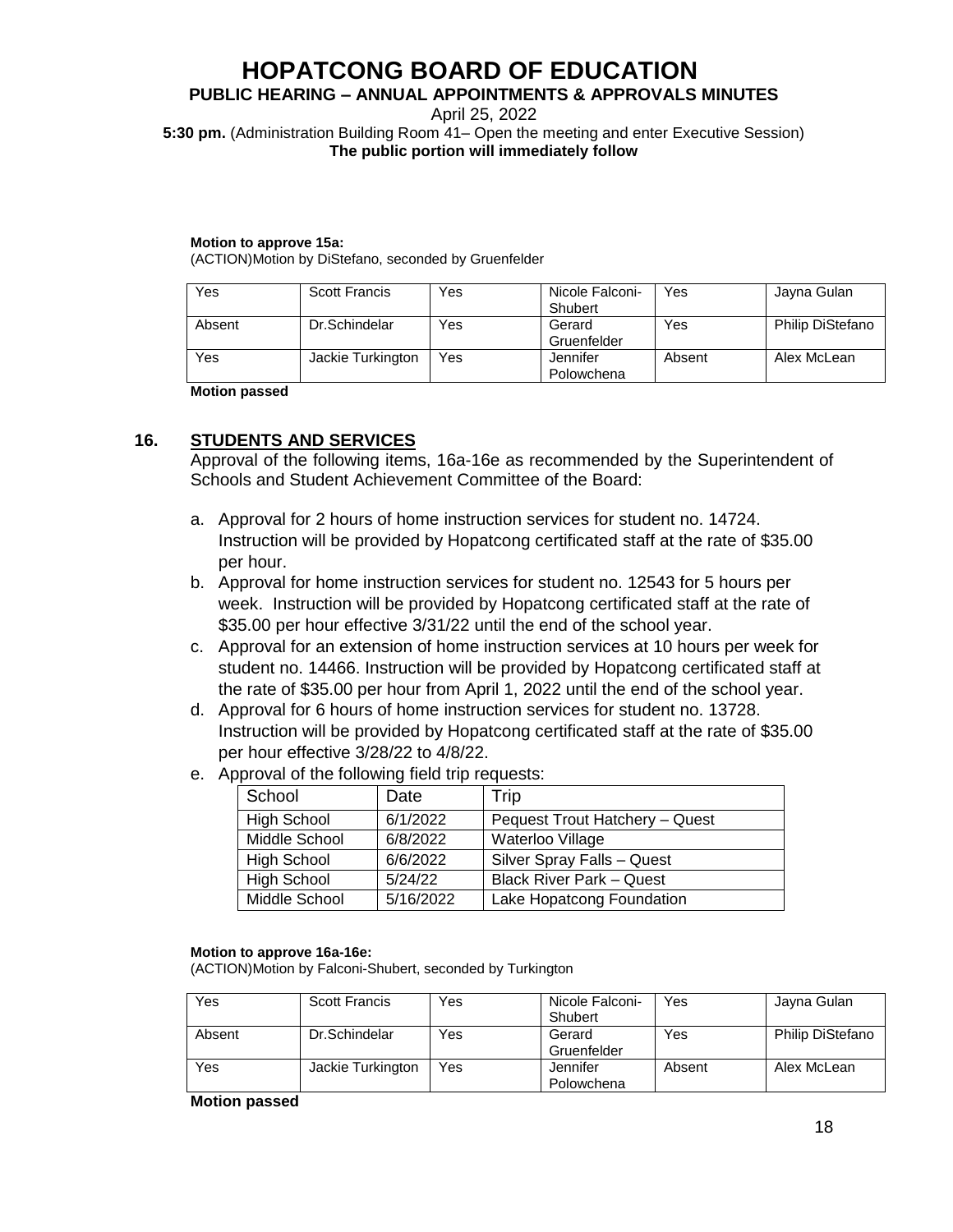# HOPATCONG BOARD OF EDUCATION

**PUBLIC HEARING – ANNUAL APPOINTMENTS & APPROVALS MINUTES**

April 25, 2022

**5:30 pm.** (Administration Building Room 41– Open the meeting and enter Executive Session)
**The public portion will immediately follow**

**Motion to approve 15a:**
(ACTION)Motion by DiStefano, seconded by Gruenfelder

| Yes | Scott Francis | Yes | Nicole Falconi-Shubert | Yes | Jayna Gulan |
|---|---|---|---|---|---|
| Absent | Dr.Schindelar | Yes | Gerard Gruenfelder | Yes | Philip DiStefano |
| Yes | Jackie Turkington | Yes | Jennifer Polowchena | Absent | Alex McLean |

**Motion passed**

## 16. STUDENTS AND SERVICES

Approval of the following items, 16a-16e as recommended by the Superintendent of Schools and Student Achievement Committee of the Board:

a. Approval for 2 hours of home instruction services for student no. 14724. Instruction will be provided by Hopatcong certificated staff at the rate of $35.00 per hour.
b. Approval for home instruction services for student no. 12543 for 5 hours per week. Instruction will be provided by Hopatcong certificated staff at the rate of $35.00 per hour effective 3/31/22 until the end of the school year.
c. Approval for an extension of home instruction services at 10 hours per week for student no. 14466. Instruction will be provided by Hopatcong certificated staff at the rate of $35.00 per hour from April 1, 2022 until the end of the school year.
d. Approval for 6 hours of home instruction services for student no. 13728. Instruction will be provided by Hopatcong certificated staff at the rate of $35.00 per hour effective 3/28/22 to 4/8/22.
e. Approval of the following field trip requests:

| School | Date | Trip |
|---|---|---|
| High School | 6/1/2022 | Pequest Trout Hatchery – Quest |
| Middle School | 6/8/2022 | Waterloo Village |
| High School | 6/6/2022 | Silver Spray Falls – Quest |
| High School | 5/24/22 | Black River Park – Quest |
| Middle School | 5/16/2022 | Lake Hopatcong Foundation |

**Motion to approve 16a-16e:**
(ACTION)Motion by Falconi-Shubert, seconded by Turkington

| Yes | Scott Francis | Yes | Nicole Falconi-Shubert | Yes | Jayna Gulan |
|---|---|---|---|---|---|
| Absent | Dr.Schindelar | Yes | Gerard Gruenfelder | Yes | Philip DiStefano |
| Yes | Jackie Turkington | Yes | Jennifer Polowchena | Absent | Alex McLean |

**Motion passed**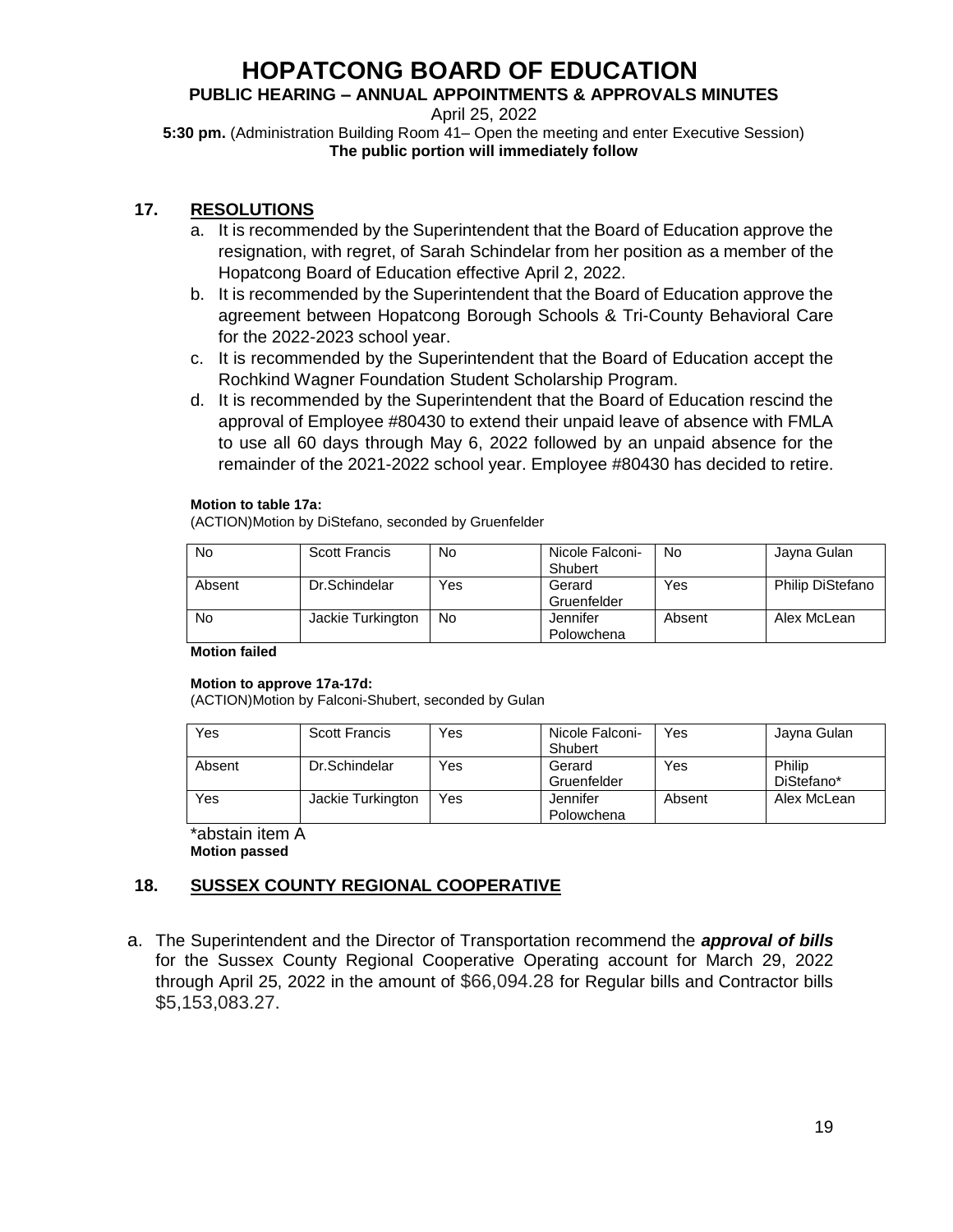# HOPATCONG BOARD OF EDUCATION

**PUBLIC HEARING – ANNUAL APPOINTMENTS & APPROVALS MINUTES**

April 25, 2022

**5:30 pm.** (Administration Building Room 41– Open the meeting and enter Executive Session)
**The public portion will immediately follow**

## 17. RESOLUTIONS

a. It is recommended by the Superintendent that the Board of Education approve the resignation, with regret, of Sarah Schindelar from her position as a member of the Hopatcong Board of Education effective April 2, 2022.

b. It is recommended by the Superintendent that the Board of Education approve the agreement between Hopatcong Borough Schools & Tri-County Behavioral Care for the 2022-2023 school year.

c. It is recommended by the Superintendent that the Board of Education accept the Rochkind Wagner Foundation Student Scholarship Program.

d. It is recommended by the Superintendent that the Board of Education rescind the approval of Employee #80430 to extend their unpaid leave of absence with FMLA to use all 60 days through May 6, 2022 followed by an unpaid absence for the remainder of the 2021-2022 school year. Employee #80430 has decided to retire.

**Motion to table 17a:**
(ACTION)Motion by DiStefano, seconded by Gruenfelder

| | | | | | |
|---|---|---|---|---|---|
| No | Scott Francis | No | Nicole Falconi-Shubert | No | Jayna Gulan |
| Absent | Dr.Schindelar | Yes | Gerard Gruenfelder | Yes | Philip DiStefano |
| No | Jackie Turkington | No | Jennifer Polowchena | Absent | Alex McLean |

**Motion failed**

**Motion to approve 17a-17d:**
(ACTION)Motion by Falconi-Shubert, seconded by Gulan

| | | | | | |
|---|---|---|---|---|---|
| Yes | Scott Francis | Yes | Nicole Falconi-Shubert | Yes | Jayna Gulan |
| Absent | Dr.Schindelar | Yes | Gerard Gruenfelder | Yes | Philip DiStefano* |
| Yes | Jackie Turkington | Yes | Jennifer Polowchena | Absent | Alex McLean |

*abstain item A
**Motion passed**

## 18. SUSSEX COUNTY REGIONAL COOPERATIVE

a. The Superintendent and the Director of Transportation recommend the ***approval of bills*** for the Sussex County Regional Cooperative Operating account for March 29, 2022 through April 25, 2022 in the amount of $66,094.28 for Regular bills and Contractor bills $5,153,083.27.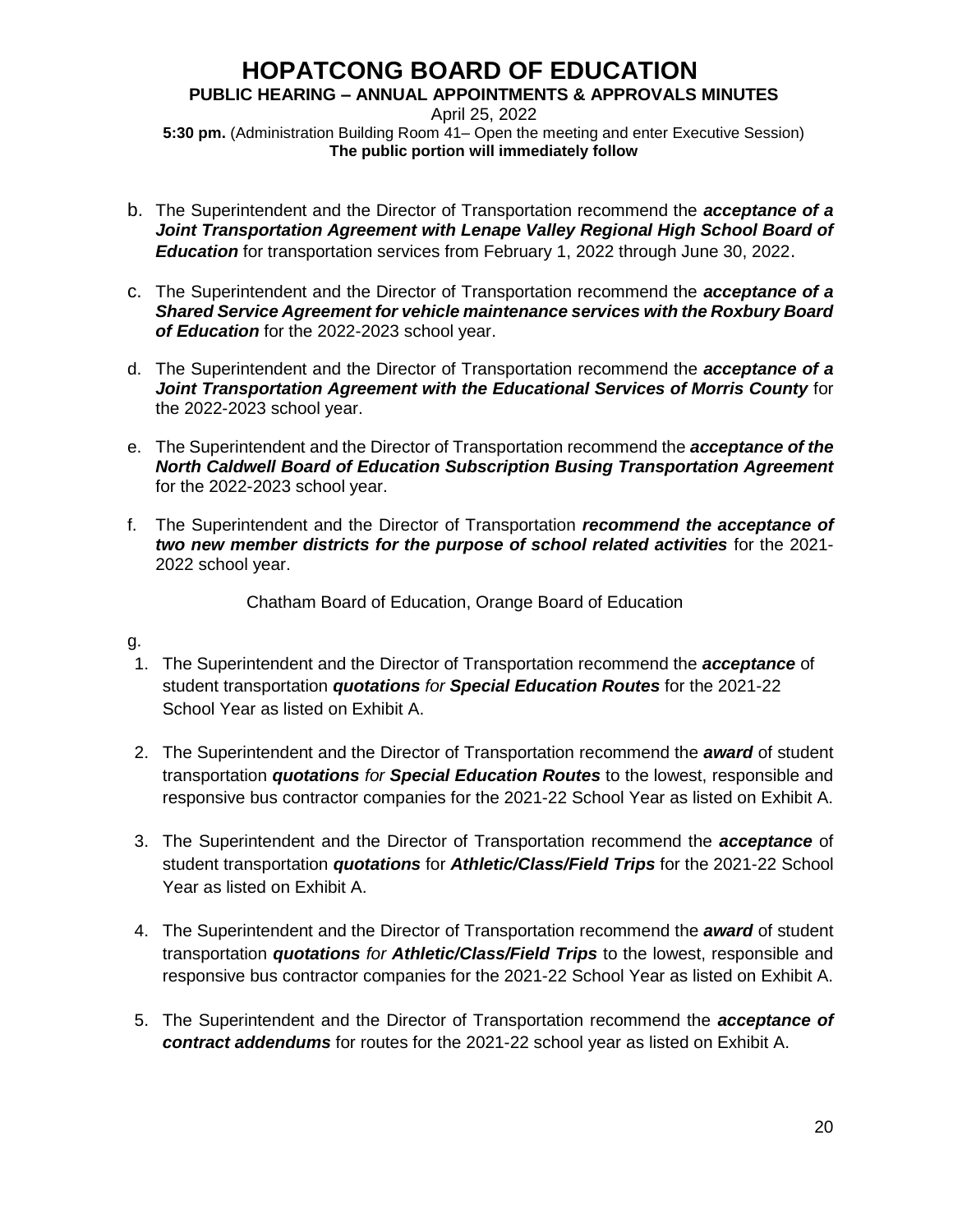# HOPATCONG BOARD OF EDUCATION

**PUBLIC HEARING – ANNUAL APPOINTMENTS & APPROVALS MINUTES**

April 25, 2022

**5:30 pm.** (Administration Building Room 41– Open the meeting and enter Executive Session)
**The public portion will immediately follow**

b. The Superintendent and the Director of Transportation recommend the ***acceptance of a Joint Transportation Agreement with Lenape Valley Regional High School Board of Education*** for transportation services from February 1, 2022 through June 30, 2022.

c. The Superintendent and the Director of Transportation recommend the ***acceptance of a Shared Service Agreement for vehicle maintenance services with the Roxbury Board of Education*** for the 2022-2023 school year.

d. The Superintendent and the Director of Transportation recommend the ***acceptance of a Joint Transportation Agreement with the Educational Services of Morris County*** for the 2022-2023 school year.

e. The Superintendent and the Director of Transportation recommend the ***acceptance of the North Caldwell Board of Education Subscription Busing Transportation Agreement*** for the 2022-2023 school year.

f. The Superintendent and the Director of Transportation ***recommend the acceptance of two new member districts for the purpose of school related activities*** for the 2021-2022 school year.

Chatham Board of Education, Orange Board of Education

g.

1. The Superintendent and the Director of Transportation recommend the ***acceptance*** of student transportation ***quotations** for **Special Education Routes*** for the 2021-22 School Year as listed on Exhibit A.

2. The Superintendent and the Director of Transportation recommend the ***award*** of student transportation ***quotations** for **Special Education Routes*** to the lowest, responsible and responsive bus contractor companies for the 2021-22 School Year as listed on Exhibit A.

3. The Superintendent and the Director of Transportation recommend the ***acceptance*** of student transportation ***quotations*** for ***Athletic/Class/Field Trips*** for the 2021-22 School Year as listed on Exhibit A.

4. The Superintendent and the Director of Transportation recommend the ***award*** of student transportation ***quotations** for **Athletic/Class/Field Trips*** to the lowest, responsible and responsive bus contractor companies for the 2021-22 School Year as listed on Exhibit A.

5. The Superintendent and the Director of Transportation recommend the ***acceptance of contract addendums*** for routes for the 2021-22 school year as listed on Exhibit A.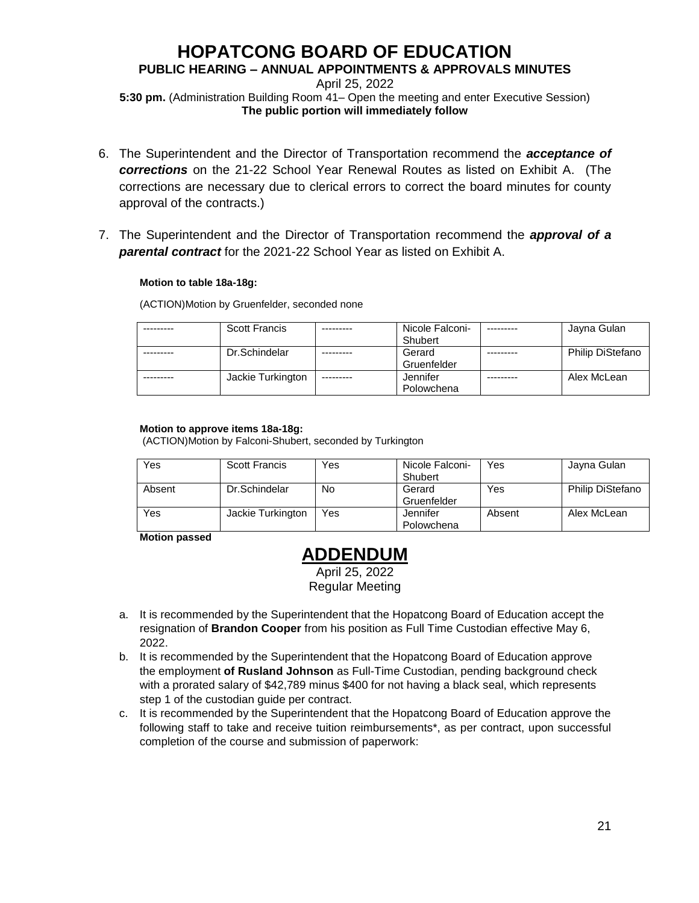6. The Superintendent and the Director of Transportation recommend the ***acceptance of corrections*** on the 21-22 School Year Renewal Routes as listed on Exhibit A. (The corrections are necessary due to clerical errors to correct the board minutes for county approval of the contracts.)

7. The Superintendent and the Director of Transportation recommend the ***approval of a parental contract*** for the 2021-22 School Year as listed on Exhibit A.

**Motion to table 18a-18g:**

(ACTION)Motion by Gruenfelder, seconded none

| --------- | Scott Francis | --------- | Nicole Falconi-Shubert | --------- | Jayna Gulan |
|---|---|---|---|---|---|
| --------- | Dr.Schindelar | --------- | Gerard Gruenfelder | --------- | Philip DiStefano |
| --------- | Jackie Turkington | --------- | Jennifer Polowchena | --------- | Alex McLean |

**Motion to approve items 18a-18g:**

(ACTION)Motion by Falconi-Shubert, seconded by Turkington

| Yes | Scott Francis | Yes | Nicole Falconi-Shubert | Yes | Jayna Gulan |
|---|---|---|---|---|---|
| Absent | Dr.Schindelar | No | Gerard Gruenfelder | Yes | Philip DiStefano |
| Yes | Jackie Turkington | Yes | Jennifer Polowchena | Absent | Alex McLean |

**Motion passed**

# ADDENDUM

April 25, 2022
Regular Meeting

a. It is recommended by the Superintendent that the Hopatcong Board of Education accept the resignation of **Brandon Cooper** from his position as Full Time Custodian effective May 6, 2022.
b. It is recommended by the Superintendent that the Hopatcong Board of Education approve the employment **of Rusland Johnson** as Full-Time Custodian, pending background check with a prorated salary of $42,789 minus $400 for not having a black seal, which represents step 1 of the custodian guide per contract.
c. It is recommended by the Superintendent that the Hopatcong Board of Education approve the following staff to take and receive tuition reimbursements*, as per contract, upon successful completion of the course and submission of paperwork: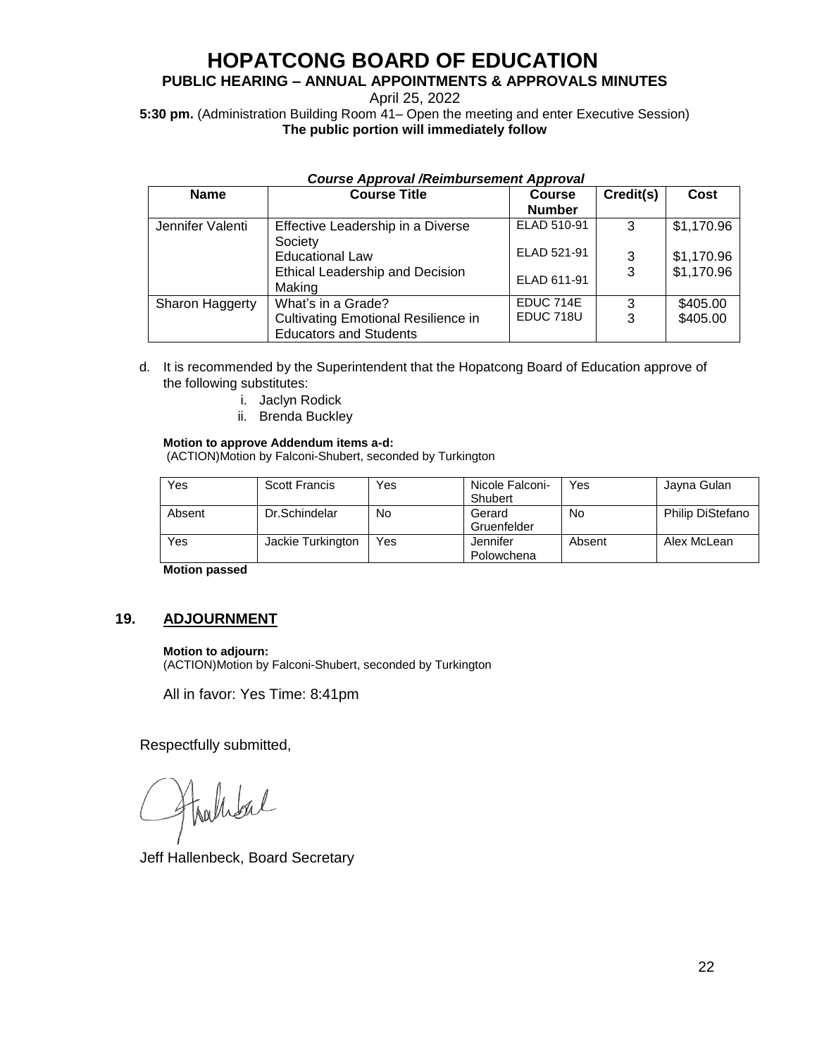# HOPATCONG BOARD OF EDUCATION

## PUBLIC HEARING – ANNUAL APPOINTMENTS & APPROVALS MINUTES

April 25, 2022

**5:30 pm.** (Administration Building Room 41– Open the meeting and enter Executive Session)
**The public portion will immediately follow**

***Course Approval /Reimbursement Approval***

| Name | Course Title | Course Number | Credit(s) | Cost |
|---|---|---|---|---|
| Jennifer Valenti | Effective Leadership in a Diverse Society | ELAD 510-91 | 3 | $1,170.96 |
| | Educational Law | ELAD 521-91 | 3 | $1,170.96 |
| | Ethical Leadership and Decision Making | ELAD 611-91 | 3 | $1,170.96 |
| Sharon Haggerty | What's in a Grade? | EDUC 714E | 3 | $405.00 |
| | Cultivating Emotional Resilience in Educators and Students | EDUC 718U | 3 | $405.00 |

d. It is recommended by the Superintendent that the Hopatcong Board of Education approve of the following substitutes:
   i. Jaclyn Rodick
   ii. Brenda Buckley

**Motion to approve Addendum items a-d:**
(ACTION)Motion by Falconi-Shubert, seconded by Turkington

| | | | | | |
|---|---|---|---|---|---|
| Yes | Scott Francis | Yes | Nicole Falconi-Shubert | Yes | Jayna Gulan |
| Absent | Dr.Schindelar | No | Gerard Gruenfelder | No | Philip DiStefano |
| Yes | Jackie Turkington | Yes | Jennifer Polowchena | Absent | Alex McLean |

**Motion passed**

## 19. ADJOURNMENT

**Motion to adjourn:**
(ACTION)Motion by Falconi-Shubert, seconded by Turkington

All in favor: Yes Time: 8:41pm

Respectfully submitted,

Jeff Hallenbeck, Board Secretary